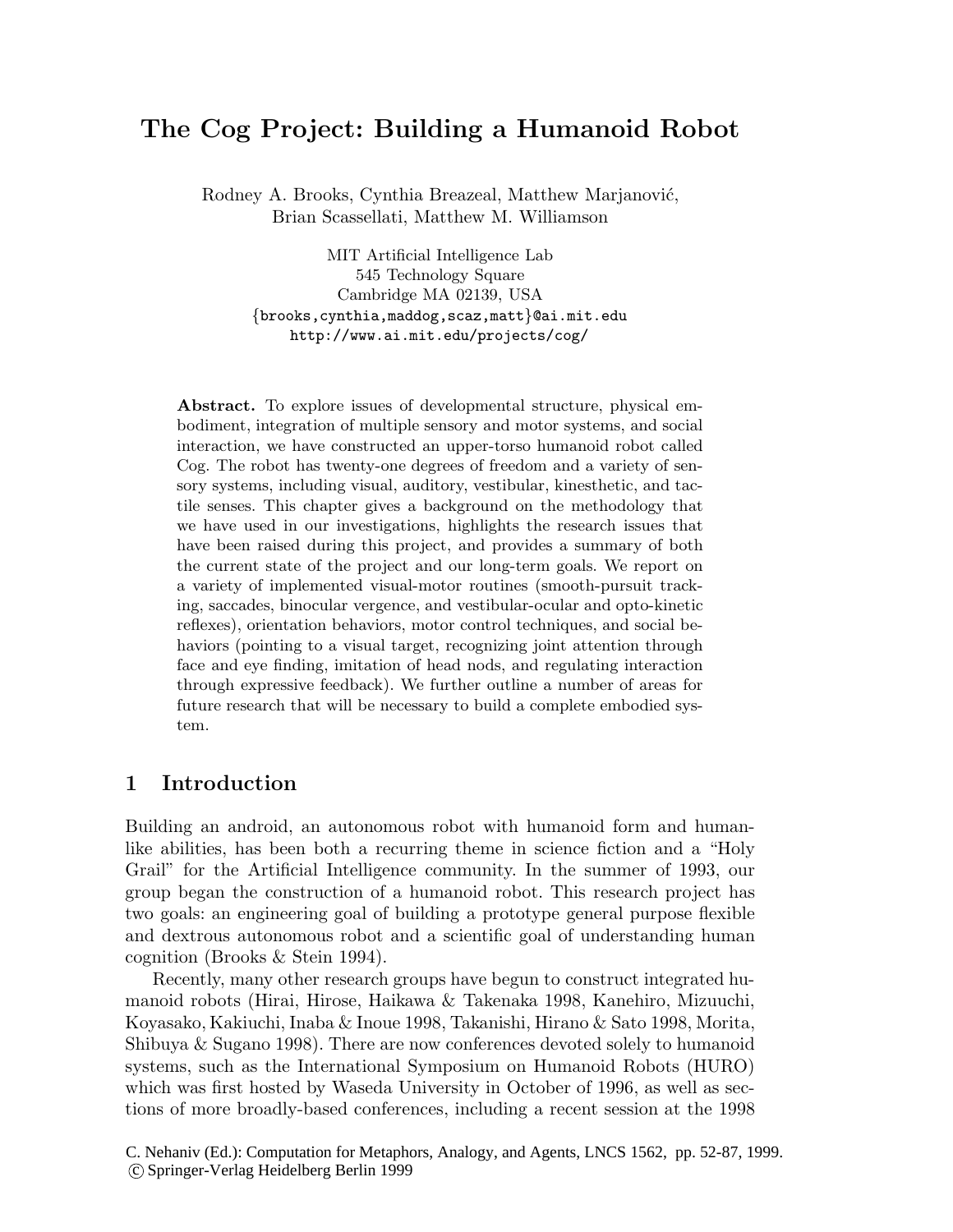# The Cog Project: Building a Humanoid Robot

Rodney A. Brooks, Cynthia Breazeal, Matthew Marjanović,
Brian Scassellati, Matthew M. Williamson

MIT Artificial Intelligence Lab
545 Technology Square
Cambridge MA 02139, USA
{brooks,cynthia,maddog,scaz,matt}@ai.mit.edu
http://www.ai.mit.edu/projects/cog/

**Abstract.** To explore issues of developmental structure, physical embodiment, integration of multiple sensory and motor systems, and social interaction, we have constructed an upper-torso humanoid robot called Cog. The robot has twenty-one degrees of freedom and a variety of sensory systems, including visual, auditory, vestibular, kinesthetic, and tactile senses. This chapter gives a background on the methodology that we have used in our investigations, highlights the research issues that have been raised during this project, and provides a summary of both the current state of the project and our long-term goals. We report on a variety of implemented visual-motor routines (smooth-pursuit tracking, saccades, binocular vergence, and vestibular-ocular and opto-kinetic reflexes), orientation behaviors, motor control techniques, and social behaviors (pointing to a visual target, recognizing joint attention through face and eye finding, imitation of head nods, and regulating interaction through expressive feedback). We further outline a number of areas for future research that will be necessary to build a complete embodied system.

## 1 Introduction

Building an android, an autonomous robot with humanoid form and human-like abilities, has been both a recurring theme in science fiction and a "Holy Grail" for the Artificial Intelligence community. In the summer of 1993, our group began the construction of a humanoid robot. This research project has two goals: an engineering goal of building a prototype general purpose flexible and dextrous autonomous robot and a scientific goal of understanding human cognition (Brooks & Stein 1994).

Recently, many other research groups have begun to construct integrated humanoid robots (Hirai, Hirose, Haikawa & Takenaka 1998, Kanehiro, Mizuuchi, Koyasako, Kakiuchi, Inaba & Inoue 1998, Takanishi, Hirano & Sato 1998, Morita, Shibuya & Sugano 1998). There are now conferences devoted solely to humanoid systems, such as the International Symposium on Humanoid Robots (HURO) which was first hosted by Waseda University in October of 1996, as well as sections of more broadly-based conferences, including a recent session at the 1998

C. Nehaniv (Ed.): Computation for Metaphors, Analogy, and Agents, LNCS 1562, pp. 52-87, 1999.
© Springer-Verlag Heidelberg Berlin 1999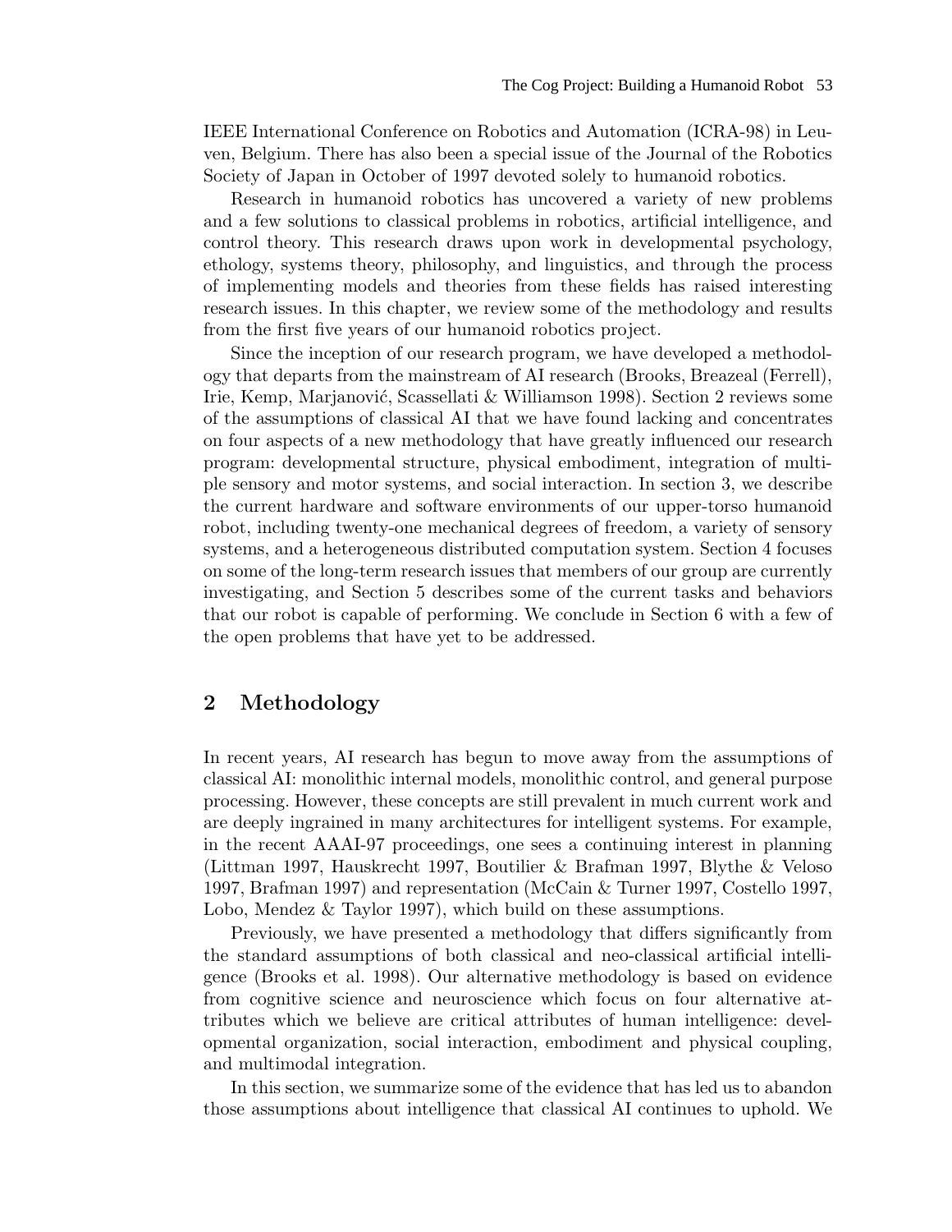IEEE International Conference on Robotics and Automation (ICRA-98) in Leuven, Belgium. There has also been a special issue of the Journal of the Robotics Society of Japan in October of 1997 devoted solely to humanoid robotics.

Research in humanoid robotics has uncovered a variety of new problems and a few solutions to classical problems in robotics, artificial intelligence, and control theory. This research draws upon work in developmental psychology, ethology, systems theory, philosophy, and linguistics, and through the process of implementing models and theories from these fields has raised interesting research issues. In this chapter, we review some of the methodology and results from the first five years of our humanoid robotics project.

Since the inception of our research program, we have developed a methodology that departs from the mainstream of AI research (Brooks, Breazeal (Ferrell), Irie, Kemp, Marjanović, Scassellati & Williamson 1998). Section 2 reviews some of the assumptions of classical AI that we have found lacking and concentrates on four aspects of a new methodology that have greatly influenced our research program: developmental structure, physical embodiment, integration of multiple sensory and motor systems, and social interaction. In section 3, we describe the current hardware and software environments of our upper-torso humanoid robot, including twenty-one mechanical degrees of freedom, a variety of sensory systems, and a heterogeneous distributed computation system. Section 4 focuses on some of the long-term research issues that members of our group are currently investigating, and Section 5 describes some of the current tasks and behaviors that our robot is capable of performing. We conclude in Section 6 with a few of the open problems that have yet to be addressed.

## 2 Methodology

In recent years, AI research has begun to move away from the assumptions of classical AI: monolithic internal models, monolithic control, and general purpose processing. However, these concepts are still prevalent in much current work and are deeply ingrained in many architectures for intelligent systems. For example, in the recent AAAI-97 proceedings, one sees a continuing interest in planning (Littman 1997, Hauskrecht 1997, Boutilier & Brafman 1997, Blythe & Veloso 1997, Brafman 1997) and representation (McCain & Turner 1997, Costello 1997, Lobo, Mendez & Taylor 1997), which build on these assumptions.

Previously, we have presented a methodology that differs significantly from the standard assumptions of both classical and neo-classical artificial intelligence (Brooks et al. 1998). Our alternative methodology is based on evidence from cognitive science and neuroscience which focus on four alternative attributes which we believe are critical attributes of human intelligence: developmental organization, social interaction, embodiment and physical coupling, and multimodal integration.

In this section, we summarize some of the evidence that has led us to abandon those assumptions about intelligence that classical AI continues to uphold. We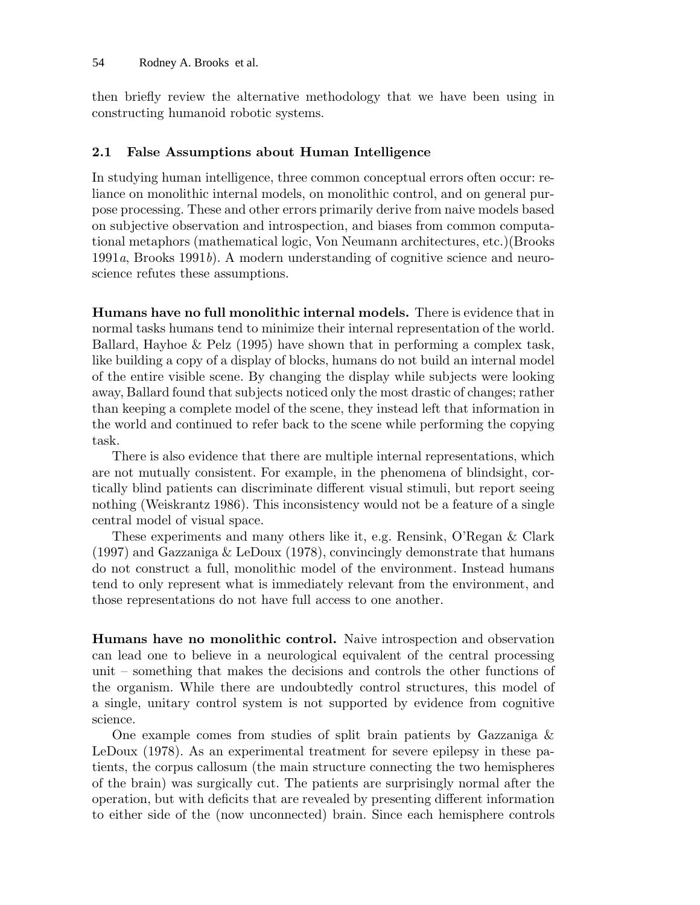then briefly review the alternative methodology that we have been using in constructing humanoid robotic systems.

## 2.1 False Assumptions about Human Intelligence

In studying human intelligence, three common conceptual errors often occur: reliance on monolithic internal models, on monolithic control, and on general purpose processing. These and other errors primarily derive from naive models based on subjective observation and introspection, and biases from common computational metaphors (mathematical logic, Von Neumann architectures, etc.)(Brooks 1991*a*, Brooks 1991*b*). A modern understanding of cognitive science and neuroscience refutes these assumptions.

**Humans have no full monolithic internal models.** There is evidence that in normal tasks humans tend to minimize their internal representation of the world. Ballard, Hayhoe & Pelz (1995) have shown that in performing a complex task, like building a copy of a display of blocks, humans do not build an internal model of the entire visible scene. By changing the display while subjects were looking away, Ballard found that subjects noticed only the most drastic of changes; rather than keeping a complete model of the scene, they instead left that information in the world and continued to refer back to the scene while performing the copying task.

There is also evidence that there are multiple internal representations, which are not mutually consistent. For example, in the phenomena of blindsight, cortically blind patients can discriminate different visual stimuli, but report seeing nothing (Weiskrantz 1986). This inconsistency would not be a feature of a single central model of visual space.

These experiments and many others like it, e.g. Rensink, O'Regan & Clark (1997) and Gazzaniga & LeDoux (1978), convincingly demonstrate that humans do not construct a full, monolithic model of the environment. Instead humans tend to only represent what is immediately relevant from the environment, and those representations do not have full access to one another.

**Humans have no monolithic control.** Naive introspection and observation can lead one to believe in a neurological equivalent of the central processing unit – something that makes the decisions and controls the other functions of the organism. While there are undoubtedly control structures, this model of a single, unitary control system is not supported by evidence from cognitive science.

One example comes from studies of split brain patients by Gazzaniga & LeDoux (1978). As an experimental treatment for severe epilepsy in these patients, the corpus callosum (the main structure connecting the two hemispheres of the brain) was surgically cut. The patients are surprisingly normal after the operation, but with deficits that are revealed by presenting different information to either side of the (now unconnected) brain. Since each hemisphere controls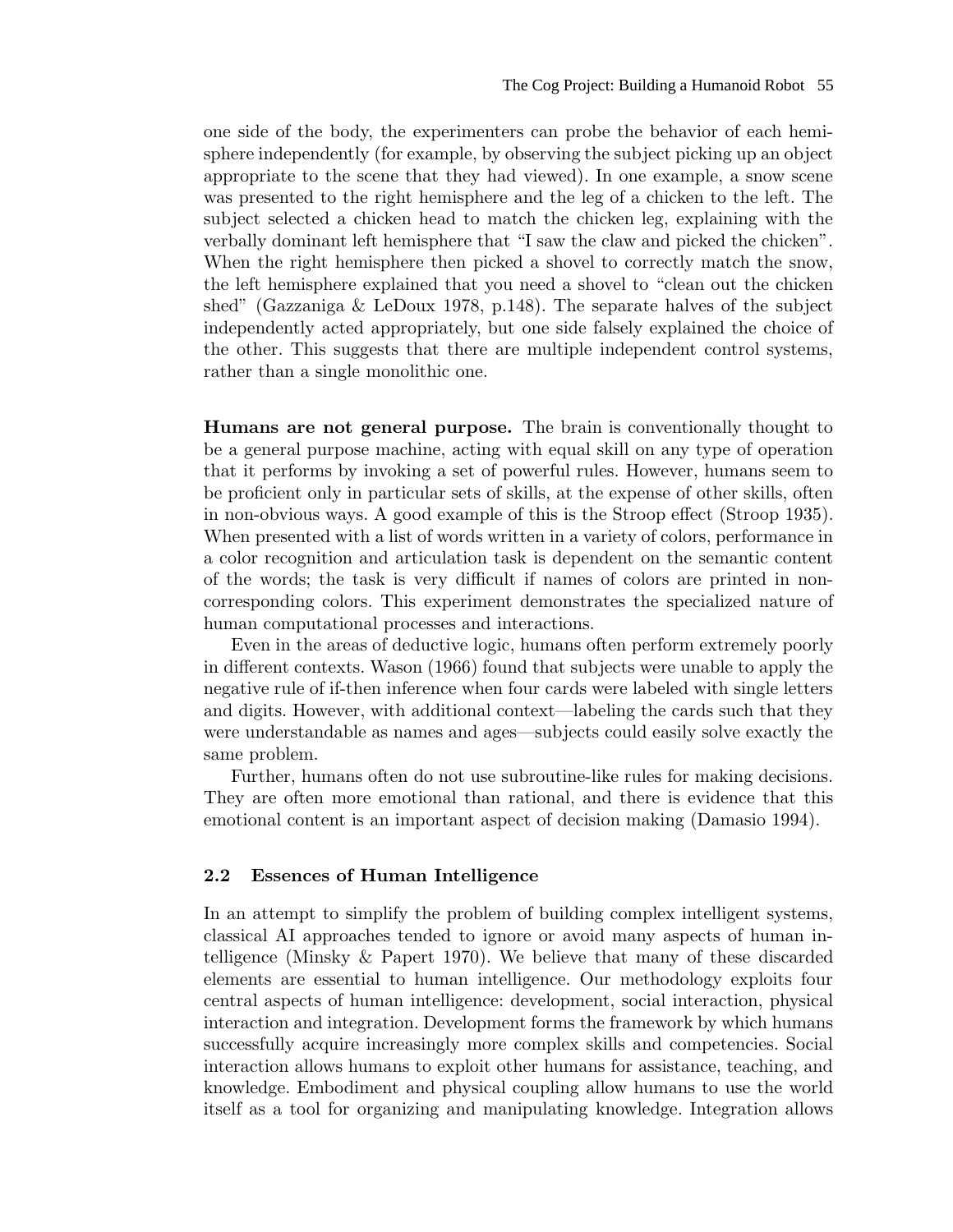one side of the body, the experimenters can probe the behavior of each hemisphere independently (for example, by observing the subject picking up an object appropriate to the scene that they had viewed). In one example, a snow scene was presented to the right hemisphere and the leg of a chicken to the left. The subject selected a chicken head to match the chicken leg, explaining with the verbally dominant left hemisphere that "I saw the claw and picked the chicken". When the right hemisphere then picked a shovel to correctly match the snow, the left hemisphere explained that you need a shovel to "clean out the chicken shed" (Gazzaniga & LeDoux 1978, p.148). The separate halves of the subject independently acted appropriately, but one side falsely explained the choice of the other. This suggests that there are multiple independent control systems, rather than a single monolithic one.

**Humans are not general purpose.** The brain is conventionally thought to be a general purpose machine, acting with equal skill on any type of operation that it performs by invoking a set of powerful rules. However, humans seem to be proficient only in particular sets of skills, at the expense of other skills, often in non-obvious ways. A good example of this is the Stroop effect (Stroop 1935). When presented with a list of words written in a variety of colors, performance in a color recognition and articulation task is dependent on the semantic content of the words; the task is very difficult if names of colors are printed in non-corresponding colors. This experiment demonstrates the specialized nature of human computational processes and interactions.

Even in the areas of deductive logic, humans often perform extremely poorly in different contexts. Wason (1966) found that subjects were unable to apply the negative rule of if-then inference when four cards were labeled with single letters and digits. However, with additional context—labeling the cards such that they were understandable as names and ages—subjects could easily solve exactly the same problem.

Further, humans often do not use subroutine-like rules for making decisions. They are often more emotional than rational, and there is evidence that this emotional content is an important aspect of decision making (Damasio 1994).

### 2.2 Essences of Human Intelligence

In an attempt to simplify the problem of building complex intelligent systems, classical AI approaches tended to ignore or avoid many aspects of human intelligence (Minsky & Papert 1970). We believe that many of these discarded elements are essential to human intelligence. Our methodology exploits four central aspects of human intelligence: development, social interaction, physical interaction and integration. Development forms the framework by which humans successfully acquire increasingly more complex skills and competencies. Social interaction allows humans to exploit other humans for assistance, teaching, and knowledge. Embodiment and physical coupling allow humans to use the world itself as a tool for organizing and manipulating knowledge. Integration allows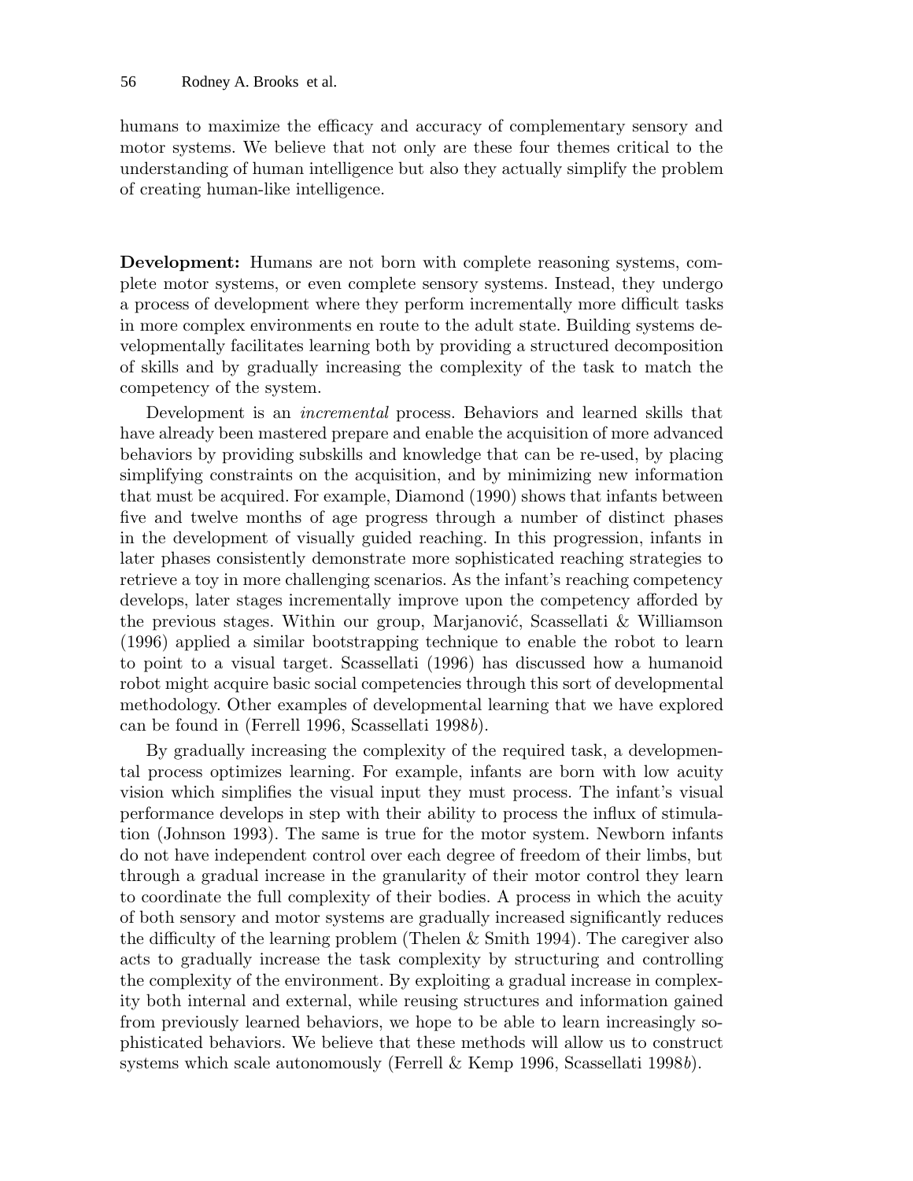humans to maximize the efficacy and accuracy of complementary sensory and motor systems. We believe that not only are these four themes critical to the understanding of human intelligence but also they actually simplify the problem of creating human-like intelligence.

**Development:** Humans are not born with complete reasoning systems, complete motor systems, or even complete sensory systems. Instead, they undergo a process of development where they perform incrementally more difficult tasks in more complex environments en route to the adult state. Building systems developmentally facilitates learning both by providing a structured decomposition of skills and by gradually increasing the complexity of the task to match the competency of the system.

Development is an *incremental* process. Behaviors and learned skills that have already been mastered prepare and enable the acquisition of more advanced behaviors by providing subskills and knowledge that can be re-used, by placing simplifying constraints on the acquisition, and by minimizing new information that must be acquired. For example, Diamond (1990) shows that infants between five and twelve months of age progress through a number of distinct phases in the development of visually guided reaching. In this progression, infants in later phases consistently demonstrate more sophisticated reaching strategies to retrieve a toy in more challenging scenarios. As the infant's reaching competency develops, later stages incrementally improve upon the competency afforded by the previous stages. Within our group, Marjanović, Scassellati & Williamson (1996) applied a similar bootstrapping technique to enable the robot to learn to point to a visual target. Scassellati (1996) has discussed how a humanoid robot might acquire basic social competencies through this sort of developmental methodology. Other examples of developmental learning that we have explored can be found in (Ferrell 1996, Scassellati 1998*b*).

By gradually increasing the complexity of the required task, a developmental process optimizes learning. For example, infants are born with low acuity vision which simplifies the visual input they must process. The infant's visual performance develops in step with their ability to process the influx of stimulation (Johnson 1993). The same is true for the motor system. Newborn infants do not have independent control over each degree of freedom of their limbs, but through a gradual increase in the granularity of their motor control they learn to coordinate the full complexity of their bodies. A process in which the acuity of both sensory and motor systems are gradually increased significantly reduces the difficulty of the learning problem (Thelen & Smith 1994). The caregiver also acts to gradually increase the task complexity by structuring and controlling the complexity of the environment. By exploiting a gradual increase in complexity both internal and external, while reusing structures and information gained from previously learned behaviors, we hope to be able to learn increasingly sophisticated behaviors. We believe that these methods will allow us to construct systems which scale autonomously (Ferrell & Kemp 1996, Scassellati 1998*b*).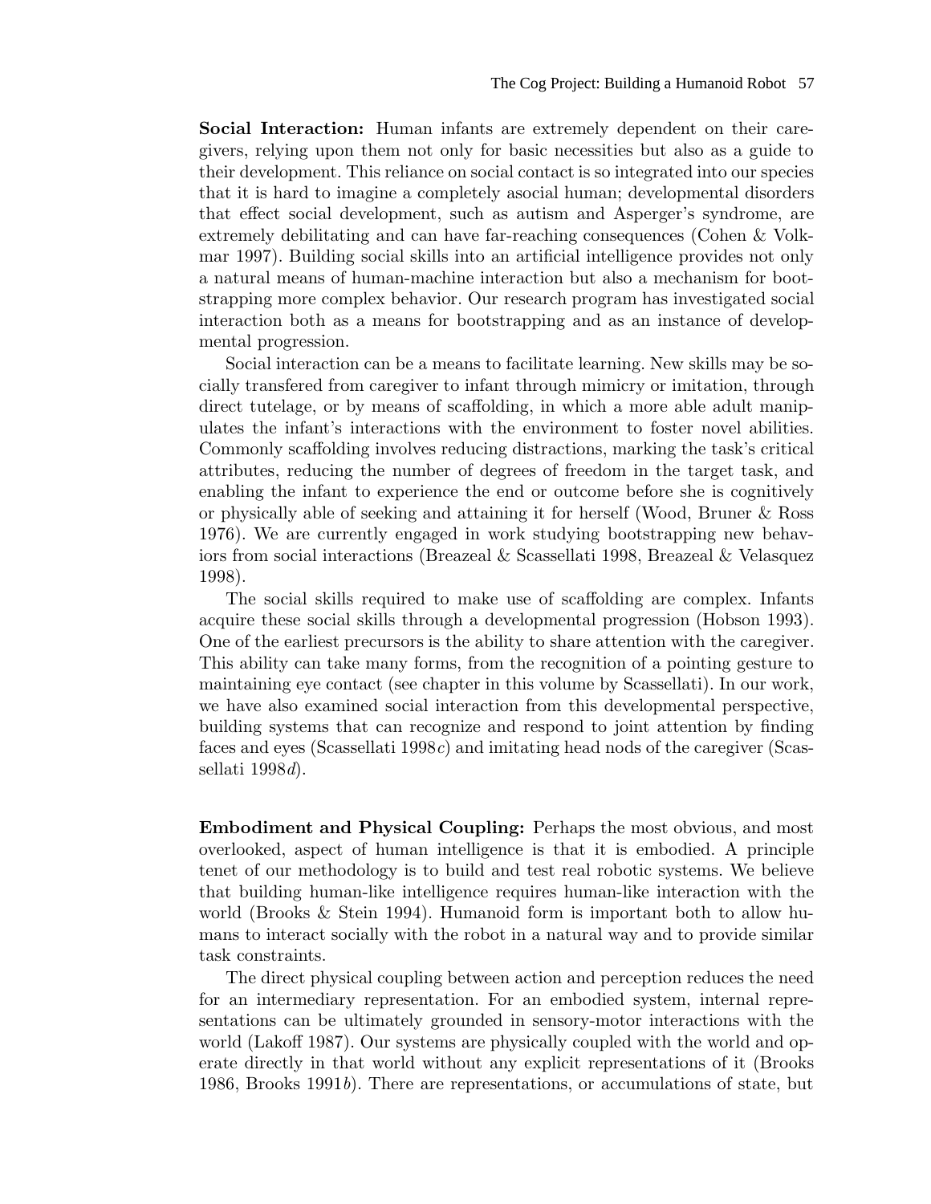**Social Interaction:** Human infants are extremely dependent on their caregivers, relying upon them not only for basic necessities but also as a guide to their development. This reliance on social contact is so integrated into our species that it is hard to imagine a completely asocial human; developmental disorders that effect social development, such as autism and Asperger's syndrome, are extremely debilitating and can have far-reaching consequences (Cohen & Volkmar 1997). Building social skills into an artificial intelligence provides not only a natural means of human-machine interaction but also a mechanism for bootstrapping more complex behavior. Our research program has investigated social interaction both as a means for bootstrapping and as an instance of developmental progression.

Social interaction can be a means to facilitate learning. New skills may be socially transfered from caregiver to infant through mimicry or imitation, through direct tutelage, or by means of scaffolding, in which a more able adult manipulates the infant's interactions with the environment to foster novel abilities. Commonly scaffolding involves reducing distractions, marking the task's critical attributes, reducing the number of degrees of freedom in the target task, and enabling the infant to experience the end or outcome before she is cognitively or physically able of seeking and attaining it for herself (Wood, Bruner & Ross 1976). We are currently engaged in work studying bootstrapping new behaviors from social interactions (Breazeal & Scassellati 1998, Breazeal & Velasquez 1998).

The social skills required to make use of scaffolding are complex. Infants acquire these social skills through a developmental progression (Hobson 1993). One of the earliest precursors is the ability to share attention with the caregiver. This ability can take many forms, from the recognition of a pointing gesture to maintaining eye contact (see chapter in this volume by Scassellati). In our work, we have also examined social interaction from this developmental perspective, building systems that can recognize and respond to joint attention by finding faces and eyes (Scassellati 1998*c*) and imitating head nods of the caregiver (Scassellati 1998*d*).

**Embodiment and Physical Coupling:** Perhaps the most obvious, and most overlooked, aspect of human intelligence is that it is embodied. A principle tenet of our methodology is to build and test real robotic systems. We believe that building human-like intelligence requires human-like interaction with the world (Brooks & Stein 1994). Humanoid form is important both to allow humans to interact socially with the robot in a natural way and to provide similar task constraints.

The direct physical coupling between action and perception reduces the need for an intermediary representation. For an embodied system, internal representations can be ultimately grounded in sensory-motor interactions with the world (Lakoff 1987). Our systems are physically coupled with the world and operate directly in that world without any explicit representations of it (Brooks 1986, Brooks 1991*b*). There are representations, or accumulations of state, but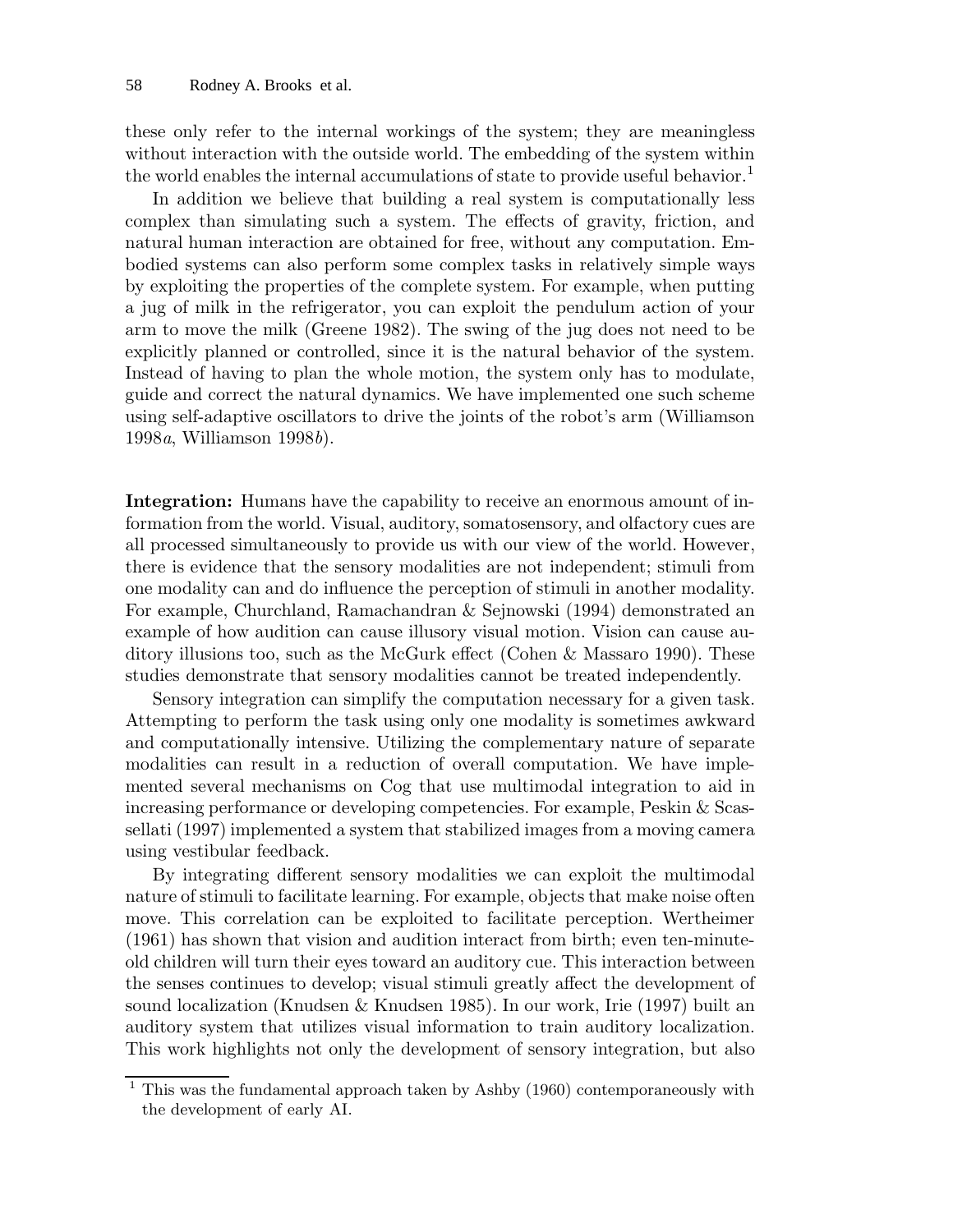these only refer to the internal workings of the system; they are meaningless without interaction with the outside world. The embedding of the system within the world enables the internal accumulations of state to provide useful behavior.[1]

In addition we believe that building a real system is computationally less complex than simulating such a system. The effects of gravity, friction, and natural human interaction are obtained for free, without any computation. Embodied systems can also perform some complex tasks in relatively simple ways by exploiting the properties of the complete system. For example, when putting a jug of milk in the refrigerator, you can exploit the pendulum action of your arm to move the milk (Greene 1982). The swing of the jug does not need to be explicitly planned or controlled, since it is the natural behavior of the system. Instead of having to plan the whole motion, the system only has to modulate, guide and correct the natural dynamics. We have implemented one such scheme using self-adaptive oscillators to drive the joints of the robot's arm (Williamson 1998*a*, Williamson 1998*b*).

**Integration:** Humans have the capability to receive an enormous amount of information from the world. Visual, auditory, somatosensory, and olfactory cues are all processed simultaneously to provide us with our view of the world. However, there is evidence that the sensory modalities are not independent; stimuli from one modality can and do influence the perception of stimuli in another modality. For example, Churchland, Ramachandran & Sejnowski (1994) demonstrated an example of how audition can cause illusory visual motion. Vision can cause auditory illusions too, such as the McGurk effect (Cohen & Massaro 1990). These studies demonstrate that sensory modalities cannot be treated independently.

Sensory integration can simplify the computation necessary for a given task. Attempting to perform the task using only one modality is sometimes awkward and computationally intensive. Utilizing the complementary nature of separate modalities can result in a reduction of overall computation. We have implemented several mechanisms on Cog that use multimodal integration to aid in increasing performance or developing competencies. For example, Peskin & Scassellati (1997) implemented a system that stabilized images from a moving camera using vestibular feedback.

By integrating different sensory modalities we can exploit the multimodal nature of stimuli to facilitate learning. For example, objects that make noise often move. This correlation can be exploited to facilitate perception. Wertheimer (1961) has shown that vision and audition interact from birth; even ten-minute-old children will turn their eyes toward an auditory cue. This interaction between the senses continues to develop; visual stimuli greatly affect the development of sound localization (Knudsen & Knudsen 1985). In our work, Irie (1997) built an auditory system that utilizes visual information to train auditory localization. This work highlights not only the development of sensory integration, but also

[1] This was the fundamental approach taken by Ashby (1960) contemporaneously with the development of early AI.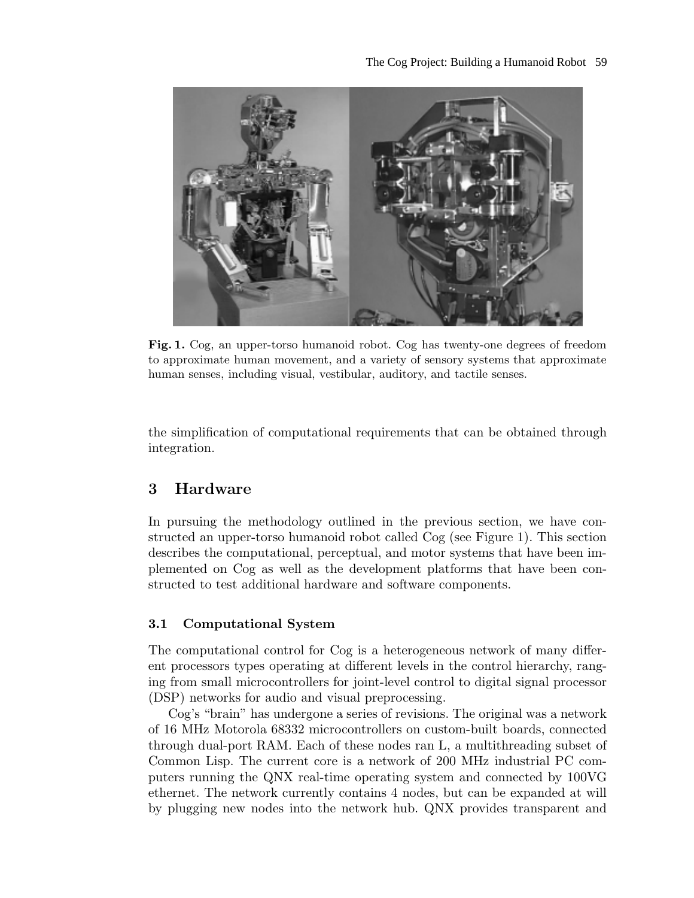**Fig. 1.** Cog, an upper-torso humanoid robot. Cog has twenty-one degrees of freedom to approximate human movement, and a variety of sensory systems that approximate human senses, including visual, vestibular, auditory, and tactile senses.

the simplification of computational requirements that can be obtained through integration.

## 3 Hardware

In pursuing the methodology outlined in the previous section, we have constructed an upper-torso humanoid robot called Cog (see Figure 1). This section describes the computational, perceptual, and motor systems that have been implemented on Cog as well as the development platforms that have been constructed to test additional hardware and software components.

### 3.1 Computational System

The computational control for Cog is a heterogeneous network of many different processors types operating at different levels in the control hierarchy, ranging from small microcontrollers for joint-level control to digital signal processor (DSP) networks for audio and visual preprocessing.

Cog's "brain" has undergone a series of revisions. The original was a network of 16 MHz Motorola 68332 microcontrollers on custom-built boards, connected through dual-port RAM. Each of these nodes ran L, a multithreading subset of Common Lisp. The current core is a network of 200 MHz industrial PC computers running the QNX real-time operating system and connected by 100VG ethernet. The network currently contains 4 nodes, but can be expanded at will by plugging new nodes into the network hub. QNX provides transparent and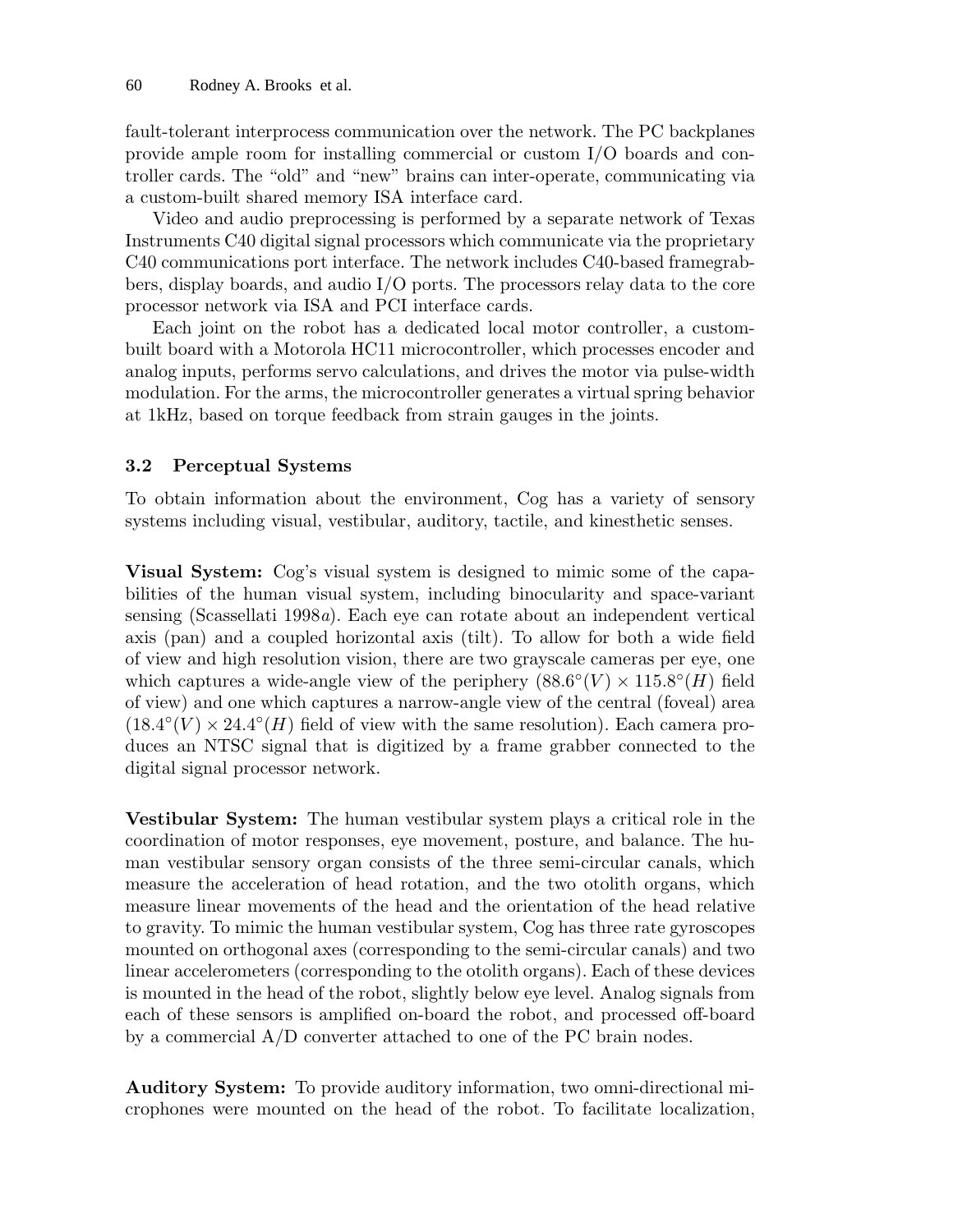fault-tolerant interprocess communication over the network. The PC backplanes provide ample room for installing commercial or custom I/O boards and controller cards. The "old" and "new" brains can inter-operate, communicating via a custom-built shared memory ISA interface card.

Video and audio preprocessing is performed by a separate network of Texas Instruments C40 digital signal processors which communicate via the proprietary C40 communications port interface. The network includes C40-based framegrabbers, display boards, and audio I/O ports. The processors relay data to the core processor network via ISA and PCI interface cards.

Each joint on the robot has a dedicated local motor controller, a custom-built board with a Motorola HC11 microcontroller, which processes encoder and analog inputs, performs servo calculations, and drives the motor via pulse-width modulation. For the arms, the microcontroller generates a virtual spring behavior at 1kHz, based on torque feedback from strain gauges in the joints.

### 3.2 Perceptual Systems

To obtain information about the environment, Cog has a variety of sensory systems including visual, vestibular, auditory, tactile, and kinesthetic senses.

**Visual System:** Cog's visual system is designed to mimic some of the capabilities of the human visual system, including binocularity and space-variant sensing (Scassellati 1998*a*). Each eye can rotate about an independent vertical axis (pan) and a coupled horizontal axis (tilt). To allow for both a wide field of view and high resolution vision, there are two grayscale cameras per eye, one which captures a wide-angle view of the periphery ($88.6^\circ(V) \times 115.8^\circ(H)$ field of view) and one which captures a narrow-angle view of the central (foveal) area ($18.4^\circ(V) \times 24.4^\circ(H)$ field of view with the same resolution). Each camera produces an NTSC signal that is digitized by a frame grabber connected to the digital signal processor network.

**Vestibular System:** The human vestibular system plays a critical role in the coordination of motor responses, eye movement, posture, and balance. The human vestibular sensory organ consists of the three semi-circular canals, which measure the acceleration of head rotation, and the two otolith organs, which measure linear movements of the head and the orientation of the head relative to gravity. To mimic the human vestibular system, Cog has three rate gyroscopes mounted on orthogonal axes (corresponding to the semi-circular canals) and two linear accelerometers (corresponding to the otolith organs). Each of these devices is mounted in the head of the robot, slightly below eye level. Analog signals from each of these sensors is amplified on-board the robot, and processed off-board by a commercial A/D converter attached to one of the PC brain nodes.

**Auditory System:** To provide auditory information, two omni-directional microphones were mounted on the head of the robot. To facilitate localization,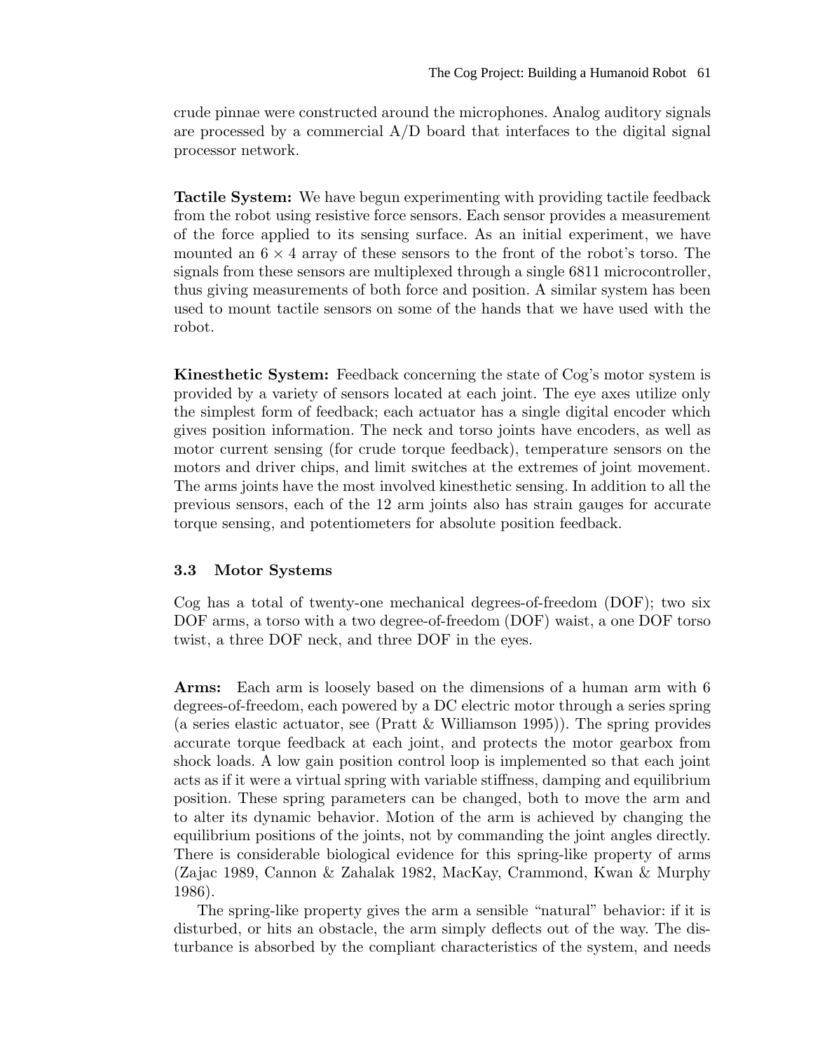crude pinnae were constructed around the microphones. Analog auditory signals are processed by a commercial A/D board that interfaces to the digital signal processor network.

**Tactile System:** We have begun experimenting with providing tactile feedback from the robot using resistive force sensors. Each sensor provides a measurement of the force applied to its sensing surface. As an initial experiment, we have mounted an $6 \times 4$ array of these sensors to the front of the robot's torso. The signals from these sensors are multiplexed through a single 6811 microcontroller, thus giving measurements of both force and position. A similar system has been used to mount tactile sensors on some of the hands that we have used with the robot.

**Kinesthetic System:** Feedback concerning the state of Cog's motor system is provided by a variety of sensors located at each joint. The eye axes utilize only the simplest form of feedback; each actuator has a single digital encoder which gives position information. The neck and torso joints have encoders, as well as motor current sensing (for crude torque feedback), temperature sensors on the motors and driver chips, and limit switches at the extremes of joint movement. The arms joints have the most involved kinesthetic sensing. In addition to all the previous sensors, each of the 12 arm joints also has strain gauges for accurate torque sensing, and potentiometers for absolute position feedback.

### 3.3 Motor Systems

Cog has a total of twenty-one mechanical degrees-of-freedom (DOF); two six DOF arms, a torso with a two degree-of-freedom (DOF) waist, a one DOF torso twist, a three DOF neck, and three DOF in the eyes.

**Arms:** Each arm is loosely based on the dimensions of a human arm with 6 degrees-of-freedom, each powered by a DC electric motor through a series spring (a series elastic actuator, see (Pratt & Williamson 1995)). The spring provides accurate torque feedback at each joint, and protects the motor gearbox from shock loads. A low gain position control loop is implemented so that each joint acts as if it were a virtual spring with variable stiffness, damping and equilibrium position. These spring parameters can be changed, both to move the arm and to alter its dynamic behavior. Motion of the arm is achieved by changing the equilibrium positions of the joints, not by commanding the joint angles directly. There is considerable biological evidence for this spring-like property of arms (Zajac 1989, Cannon & Zahalak 1982, MacKay, Crammond, Kwan & Murphy 1986).

The spring-like property gives the arm a sensible "natural" behavior: if it is disturbed, or hits an obstacle, the arm simply deflects out of the way. The disturbance is absorbed by the compliant characteristics of the system, and needs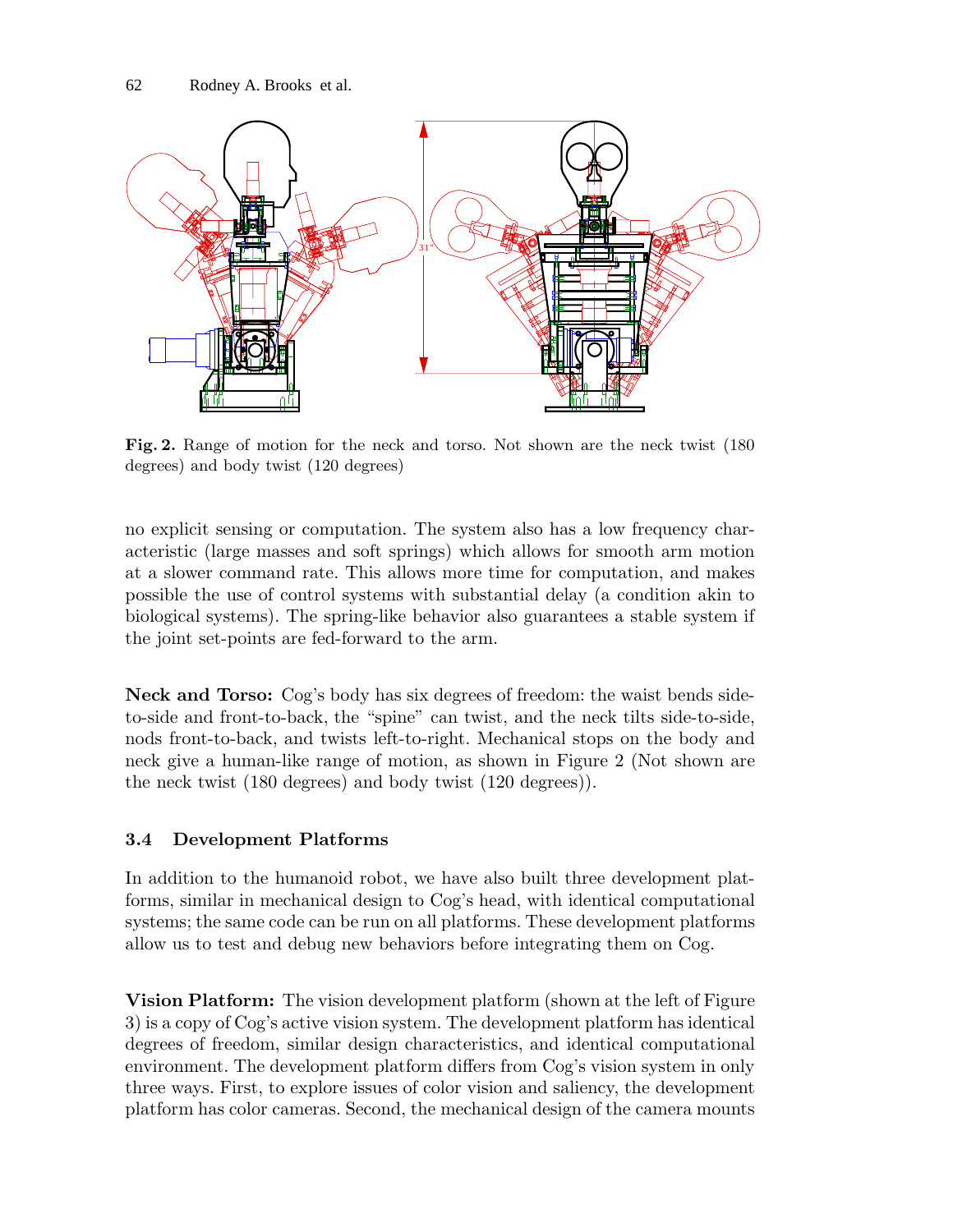Fig. 2. Range of motion for the neck and torso. Not shown are the neck twist (180 degrees) and body twist (120 degrees)

no explicit sensing or computation. The system also has a low frequency characteristic (large masses and soft springs) which allows for smooth arm motion at a slower command rate. This allows more time for computation, and makes possible the use of control systems with substantial delay (a condition akin to biological systems). The spring-like behavior also guarantees a stable system if the joint set-points are fed-forward to the arm.

**Neck and Torso:** Cog's body has six degrees of freedom: the waist bends side-to-side and front-to-back, the "spine" can twist, and the neck tilts side-to-side, nods front-to-back, and twists left-to-right. Mechanical stops on the body and neck give a human-like range of motion, as shown in Figure 2 (Not shown are the neck twist (180 degrees) and body twist (120 degrees)).

### 3.4 Development Platforms

In addition to the humanoid robot, we have also built three development platforms, similar in mechanical design to Cog's head, with identical computational systems; the same code can be run on all platforms. These development platforms allow us to test and debug new behaviors before integrating them on Cog.

**Vision Platform:** The vision development platform (shown at the left of Figure 3) is a copy of Cog's active vision system. The development platform has identical degrees of freedom, similar design characteristics, and identical computational environment. The development platform differs from Cog's vision system in only three ways. First, to explore issues of color vision and saliency, the development platform has color cameras. Second, the mechanical design of the camera mounts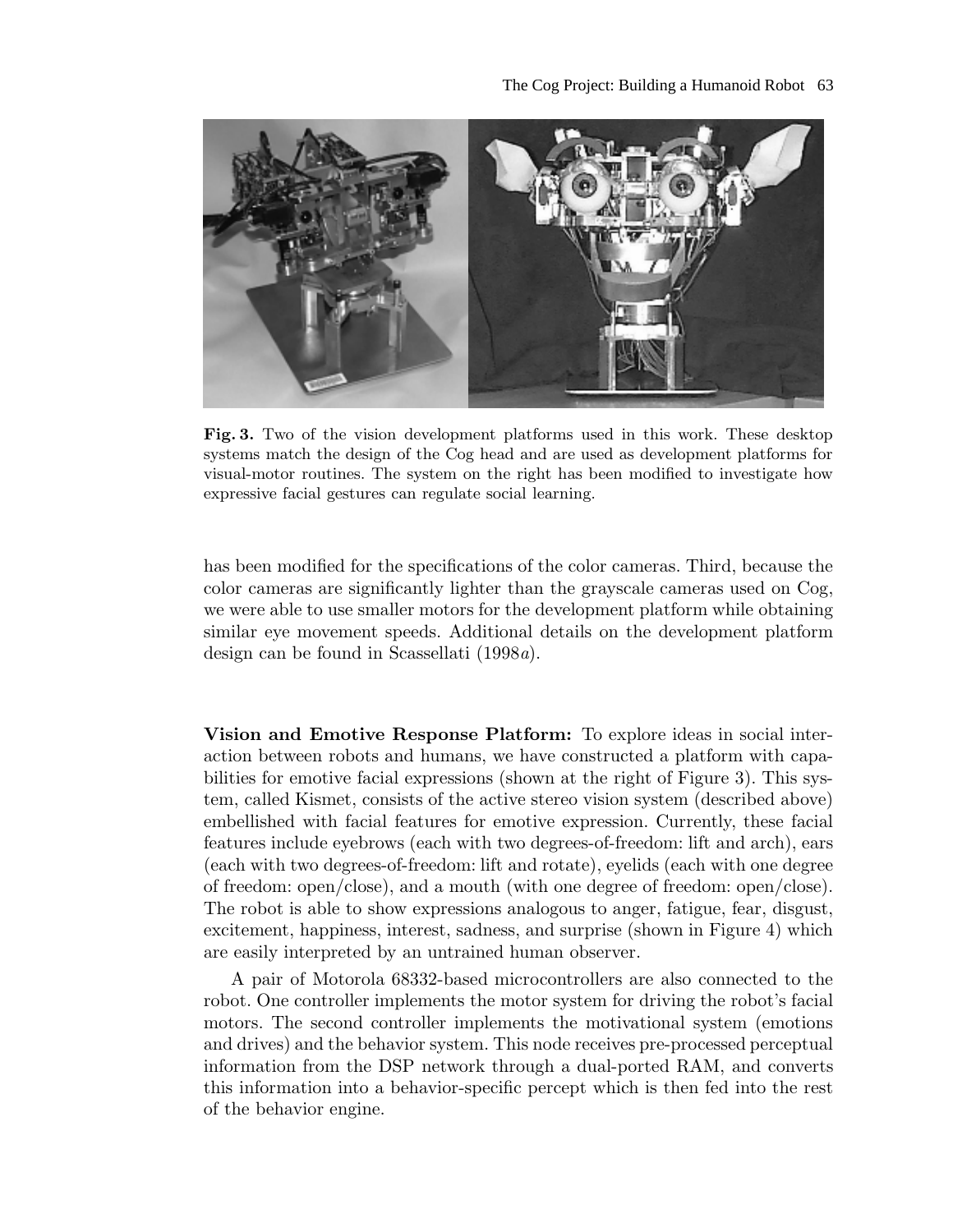**Fig. 3.** Two of the vision development platforms used in this work. These desktop systems match the design of the Cog head and are used as development platforms for visual-motor routines. The system on the right has been modified to investigate how expressive facial gestures can regulate social learning.

has been modified for the specifications of the color cameras. Third, because the color cameras are significantly lighter than the grayscale cameras used on Cog, we were able to use smaller motors for the development platform while obtaining similar eye movement speeds. Additional details on the development platform design can be found in Scassellati (1998*a*).

**Vision and Emotive Response Platform:** To explore ideas in social interaction between robots and humans, we have constructed a platform with capabilities for emotive facial expressions (shown at the right of Figure 3). This system, called Kismet, consists of the active stereo vision system (described above) embellished with facial features for emotive expression. Currently, these facial features include eyebrows (each with two degrees-of-freedom: lift and arch), ears (each with two degrees-of-freedom: lift and rotate), eyelids (each with one degree of freedom: open/close), and a mouth (with one degree of freedom: open/close). The robot is able to show expressions analogous to anger, fatigue, fear, disgust, excitement, happiness, interest, sadness, and surprise (shown in Figure 4) which are easily interpreted by an untrained human observer.

A pair of Motorola 68332-based microcontrollers are also connected to the robot. One controller implements the motor system for driving the robot's facial motors. The second controller implements the motivational system (emotions and drives) and the behavior system. This node receives pre-processed perceptual information from the DSP network through a dual-ported RAM, and converts this information into a behavior-specific percept which is then fed into the rest of the behavior engine.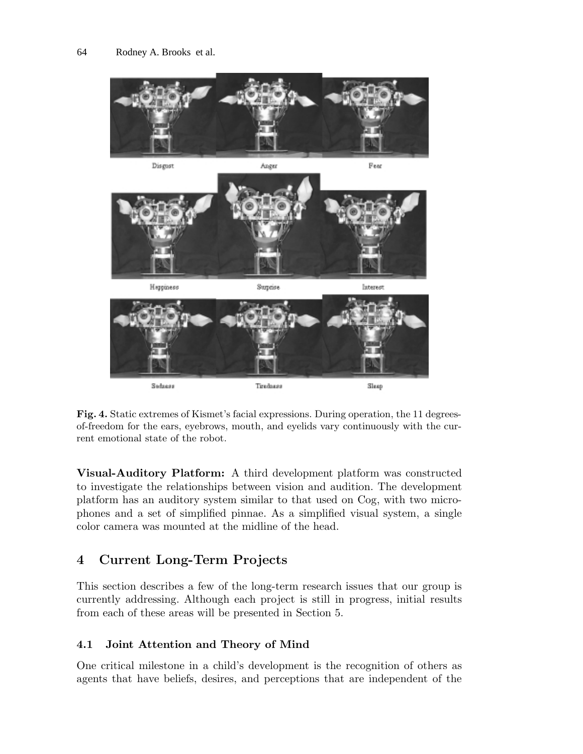Disgust Anger Fear

Happiness Surprise Interest

Sadness Tiredness Sleep

**Fig. 4.** Static extremes of Kismet's facial expressions. During operation, the 11 degrees-of-freedom for the ears, eyebrows, mouth, and eyelids vary continuously with the current emotional state of the robot.

**Visual-Auditory Platform:** A third development platform was constructed to investigate the relationships between vision and audition. The development platform has an auditory system similar to that used on Cog, with two microphones and a set of simplified pinnae. As a simplified visual system, a single color camera was mounted at the midline of the head.

## 4 Current Long-Term Projects

This section describes a few of the long-term research issues that our group is currently addressing. Although each project is still in progress, initial results from each of these areas will be presented in Section 5.

### 4.1 Joint Attention and Theory of Mind

One critical milestone in a child's development is the recognition of others as agents that have beliefs, desires, and perceptions that are independent of the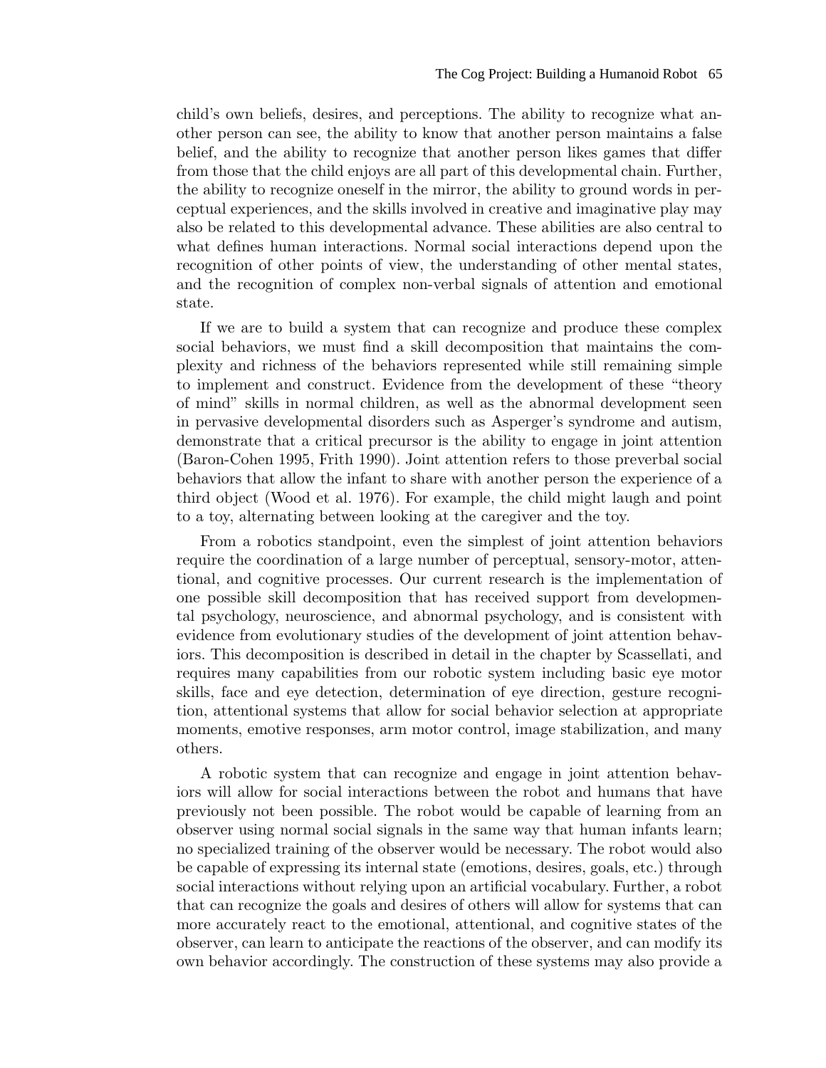child's own beliefs, desires, and perceptions. The ability to recognize what another person can see, the ability to know that another person maintains a false belief, and the ability to recognize that another person likes games that differ from those that the child enjoys are all part of this developmental chain. Further, the ability to recognize oneself in the mirror, the ability to ground words in perceptual experiences, and the skills involved in creative and imaginative play may also be related to this developmental advance. These abilities are also central to what defines human interactions. Normal social interactions depend upon the recognition of other points of view, the understanding of other mental states, and the recognition of complex non-verbal signals of attention and emotional state.

If we are to build a system that can recognize and produce these complex social behaviors, we must find a skill decomposition that maintains the complexity and richness of the behaviors represented while still remaining simple to implement and construct. Evidence from the development of these "theory of mind" skills in normal children, as well as the abnormal development seen in pervasive developmental disorders such as Asperger's syndrome and autism, demonstrate that a critical precursor is the ability to engage in joint attention (Baron-Cohen 1995, Frith 1990). Joint attention refers to those preverbal social behaviors that allow the infant to share with another person the experience of a third object (Wood et al. 1976). For example, the child might laugh and point to a toy, alternating between looking at the caregiver and the toy.

From a robotics standpoint, even the simplest of joint attention behaviors require the coordination of a large number of perceptual, sensory-motor, attentional, and cognitive processes. Our current research is the implementation of one possible skill decomposition that has received support from developmental psychology, neuroscience, and abnormal psychology, and is consistent with evidence from evolutionary studies of the development of joint attention behaviors. This decomposition is described in detail in the chapter by Scassellati, and requires many capabilities from our robotic system including basic eye motor skills, face and eye detection, determination of eye direction, gesture recognition, attentional systems that allow for social behavior selection at appropriate moments, emotive responses, arm motor control, image stabilization, and many others.

A robotic system that can recognize and engage in joint attention behaviors will allow for social interactions between the robot and humans that have previously not been possible. The robot would be capable of learning from an observer using normal social signals in the same way that human infants learn; no specialized training of the observer would be necessary. The robot would also be capable of expressing its internal state (emotions, desires, goals, etc.) through social interactions without relying upon an artificial vocabulary. Further, a robot that can recognize the goals and desires of others will allow for systems that can more accurately react to the emotional, attentional, and cognitive states of the observer, can learn to anticipate the reactions of the observer, and can modify its own behavior accordingly. The construction of these systems may also provide a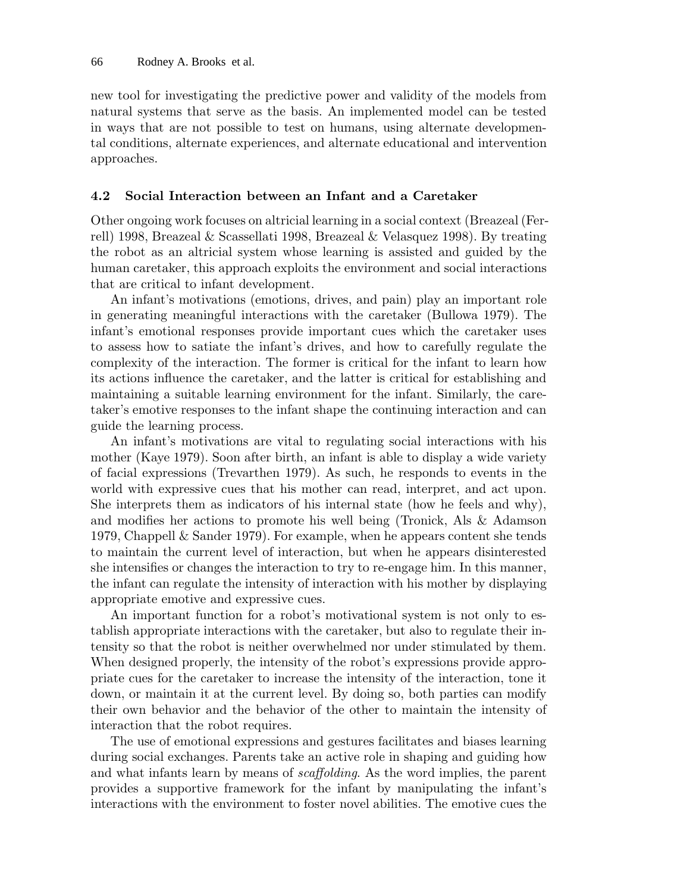new tool for investigating the predictive power and validity of the models from natural systems that serve as the basis. An implemented model can be tested in ways that are not possible to test on humans, using alternate developmental conditions, alternate experiences, and alternate educational and intervention approaches.

### 4.2 Social Interaction between an Infant and a Caretaker

Other ongoing work focuses on altricial learning in a social context (Breazeal (Ferrell) 1998, Breazeal & Scassellati 1998, Breazeal & Velasquez 1998). By treating the robot as an altricial system whose learning is assisted and guided by the human caretaker, this approach exploits the environment and social interactions that are critical to infant development.

An infant's motivations (emotions, drives, and pain) play an important role in generating meaningful interactions with the caretaker (Bullowa 1979). The infant's emotional responses provide important cues which the caretaker uses to assess how to satiate the infant's drives, and how to carefully regulate the complexity of the interaction. The former is critical for the infant to learn how its actions influence the caretaker, and the latter is critical for establishing and maintaining a suitable learning environment for the infant. Similarly, the caretaker's emotive responses to the infant shape the continuing interaction and can guide the learning process.

An infant's motivations are vital to regulating social interactions with his mother (Kaye 1979). Soon after birth, an infant is able to display a wide variety of facial expressions (Trevarthen 1979). As such, he responds to events in the world with expressive cues that his mother can read, interpret, and act upon. She interprets them as indicators of his internal state (how he feels and why), and modifies her actions to promote his well being (Tronick, Als & Adamson 1979, Chappell & Sander 1979). For example, when he appears content she tends to maintain the current level of interaction, but when he appears disinterested she intensifies or changes the interaction to try to re-engage him. In this manner, the infant can regulate the intensity of interaction with his mother by displaying appropriate emotive and expressive cues.

An important function for a robot's motivational system is not only to establish appropriate interactions with the caretaker, but also to regulate their intensity so that the robot is neither overwhelmed nor under stimulated by them. When designed properly, the intensity of the robot's expressions provide appropriate cues for the caretaker to increase the intensity of the interaction, tone it down, or maintain it at the current level. By doing so, both parties can modify their own behavior and the behavior of the other to maintain the intensity of interaction that the robot requires.

The use of emotional expressions and gestures facilitates and biases learning during social exchanges. Parents take an active role in shaping and guiding how and what infants learn by means of *scaffolding*. As the word implies, the parent provides a supportive framework for the infant by manipulating the infant's interactions with the environment to foster novel abilities. The emotive cues the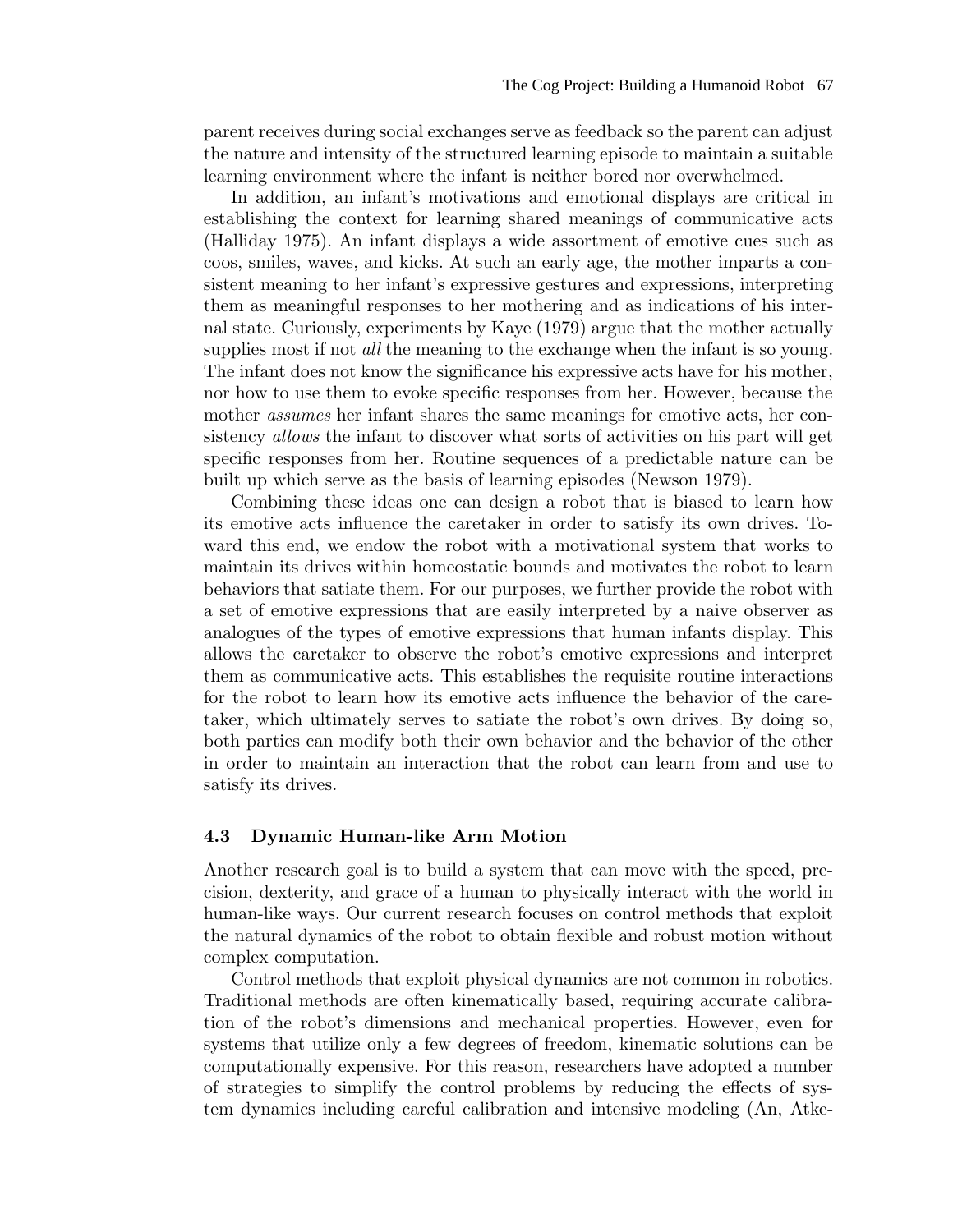parent receives during social exchanges serve as feedback so the parent can adjust the nature and intensity of the structured learning episode to maintain a suitable learning environment where the infant is neither bored nor overwhelmed.

In addition, an infant's motivations and emotional displays are critical in establishing the context for learning shared meanings of communicative acts (Halliday 1975). An infant displays a wide assortment of emotive cues such as coos, smiles, waves, and kicks. At such an early age, the mother imparts a consistent meaning to her infant's expressive gestures and expressions, interpreting them as meaningful responses to her mothering and as indications of his internal state. Curiously, experiments by Kaye (1979) argue that the mother actually supplies most if not *all* the meaning to the exchange when the infant is so young. The infant does not know the significance his expressive acts have for his mother, nor how to use them to evoke specific responses from her. However, because the mother *assumes* her infant shares the same meanings for emotive acts, her consistency *allows* the infant to discover what sorts of activities on his part will get specific responses from her. Routine sequences of a predictable nature can be built up which serve as the basis of learning episodes (Newson 1979).

Combining these ideas one can design a robot that is biased to learn how its emotive acts influence the caretaker in order to satisfy its own drives. Toward this end, we endow the robot with a motivational system that works to maintain its drives within homeostatic bounds and motivates the robot to learn behaviors that satiate them. For our purposes, we further provide the robot with a set of emotive expressions that are easily interpreted by a naive observer as analogues of the types of emotive expressions that human infants display. This allows the caretaker to observe the robot's emotive expressions and interpret them as communicative acts. This establishes the requisite routine interactions for the robot to learn how its emotive acts influence the behavior of the caretaker, which ultimately serves to satiate the robot's own drives. By doing so, both parties can modify both their own behavior and the behavior of the other in order to maintain an interaction that the robot can learn from and use to satisfy its drives.

### 4.3 Dynamic Human-like Arm Motion

Another research goal is to build a system that can move with the speed, precision, dexterity, and grace of a human to physically interact with the world in human-like ways. Our current research focuses on control methods that exploit the natural dynamics of the robot to obtain flexible and robust motion without complex computation.

Control methods that exploit physical dynamics are not common in robotics. Traditional methods are often kinematically based, requiring accurate calibration of the robot's dimensions and mechanical properties. However, even for systems that utilize only a few degrees of freedom, kinematic solutions can be computationally expensive. For this reason, researchers have adopted a number of strategies to simplify the control problems by reducing the effects of system dynamics including careful calibration and intensive modeling (An, Atke-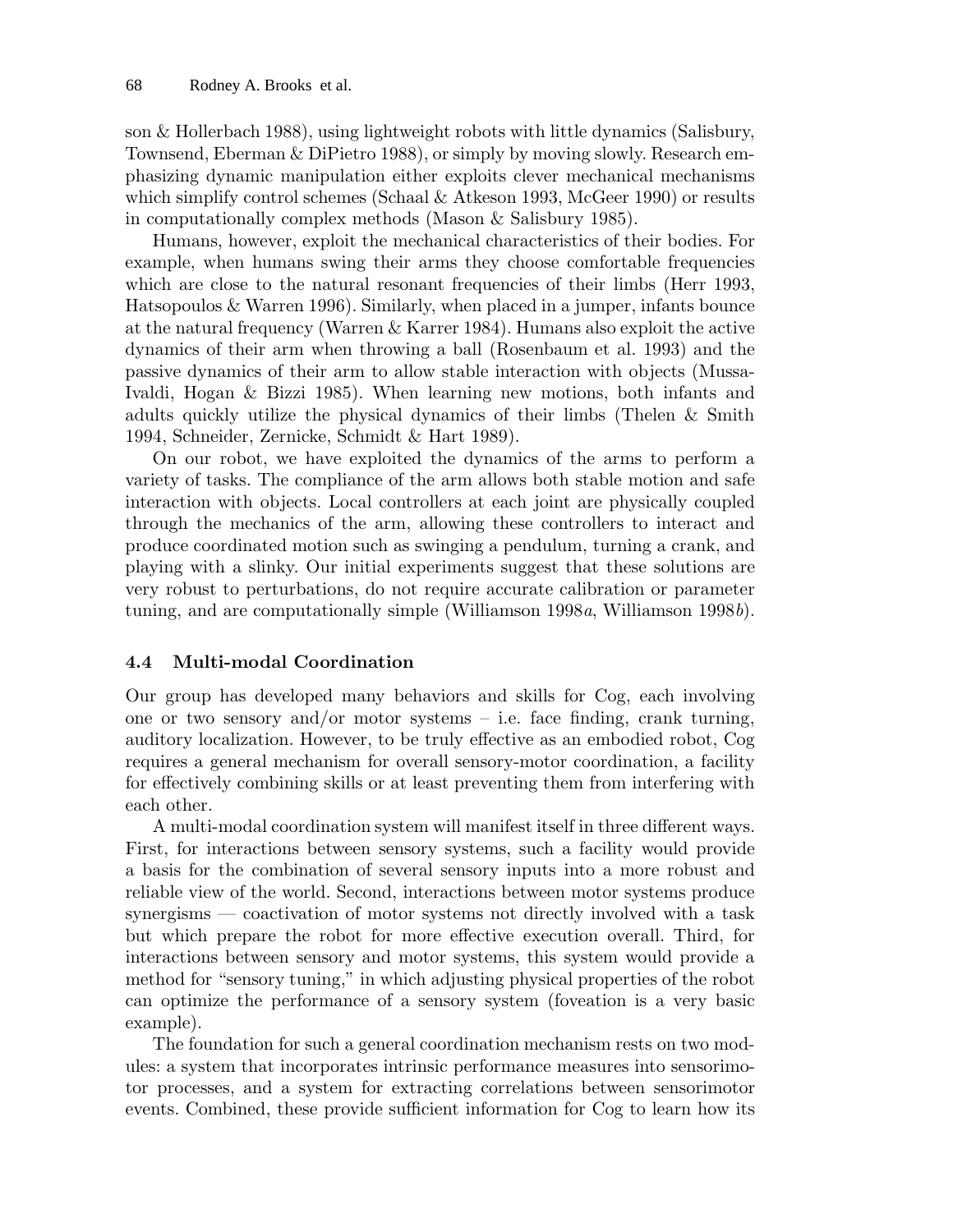son & Hollerbach 1988), using lightweight robots with little dynamics (Salisbury, Townsend, Eberman & DiPietro 1988), or simply by moving slowly. Research emphasizing dynamic manipulation either exploits clever mechanical mechanisms which simplify control schemes (Schaal & Atkeson 1993, McGeer 1990) or results in computationally complex methods (Mason & Salisbury 1985).

Humans, however, exploit the mechanical characteristics of their bodies. For example, when humans swing their arms they choose comfortable frequencies which are close to the natural resonant frequencies of their limbs (Herr 1993, Hatsopoulos & Warren 1996). Similarly, when placed in a jumper, infants bounce at the natural frequency (Warren & Karrer 1984). Humans also exploit the active dynamics of their arm when throwing a ball (Rosenbaum et al. 1993) and the passive dynamics of their arm to allow stable interaction with objects (Mussa-Ivaldi, Hogan & Bizzi 1985). When learning new motions, both infants and adults quickly utilize the physical dynamics of their limbs (Thelen & Smith 1994, Schneider, Zernicke, Schmidt & Hart 1989).

On our robot, we have exploited the dynamics of the arms to perform a variety of tasks. The compliance of the arm allows both stable motion and safe interaction with objects. Local controllers at each joint are physically coupled through the mechanics of the arm, allowing these controllers to interact and produce coordinated motion such as swinging a pendulum, turning a crank, and playing with a slinky. Our initial experiments suggest that these solutions are very robust to perturbations, do not require accurate calibration or parameter tuning, and are computationally simple (Williamson 1998*a*, Williamson 1998*b*).

### 4.4 Multi-modal Coordination

Our group has developed many behaviors and skills for Cog, each involving one or two sensory and/or motor systems – i.e. face finding, crank turning, auditory localization. However, to be truly effective as an embodied robot, Cog requires a general mechanism for overall sensory-motor coordination, a facility for effectively combining skills or at least preventing them from interfering with each other.

A multi-modal coordination system will manifest itself in three different ways. First, for interactions between sensory systems, such a facility would provide a basis for the combination of several sensory inputs into a more robust and reliable view of the world. Second, interactions between motor systems produce synergisms — coactivation of motor systems not directly involved with a task but which prepare the robot for more effective execution overall. Third, for interactions between sensory and motor systems, this system would provide a method for "sensory tuning," in which adjusting physical properties of the robot can optimize the performance of a sensory system (foveation is a very basic example).

The foundation for such a general coordination mechanism rests on two modules: a system that incorporates intrinsic performance measures into sensorimotor processes, and a system for extracting correlations between sensorimotor events. Combined, these provide sufficient information for Cog to learn how its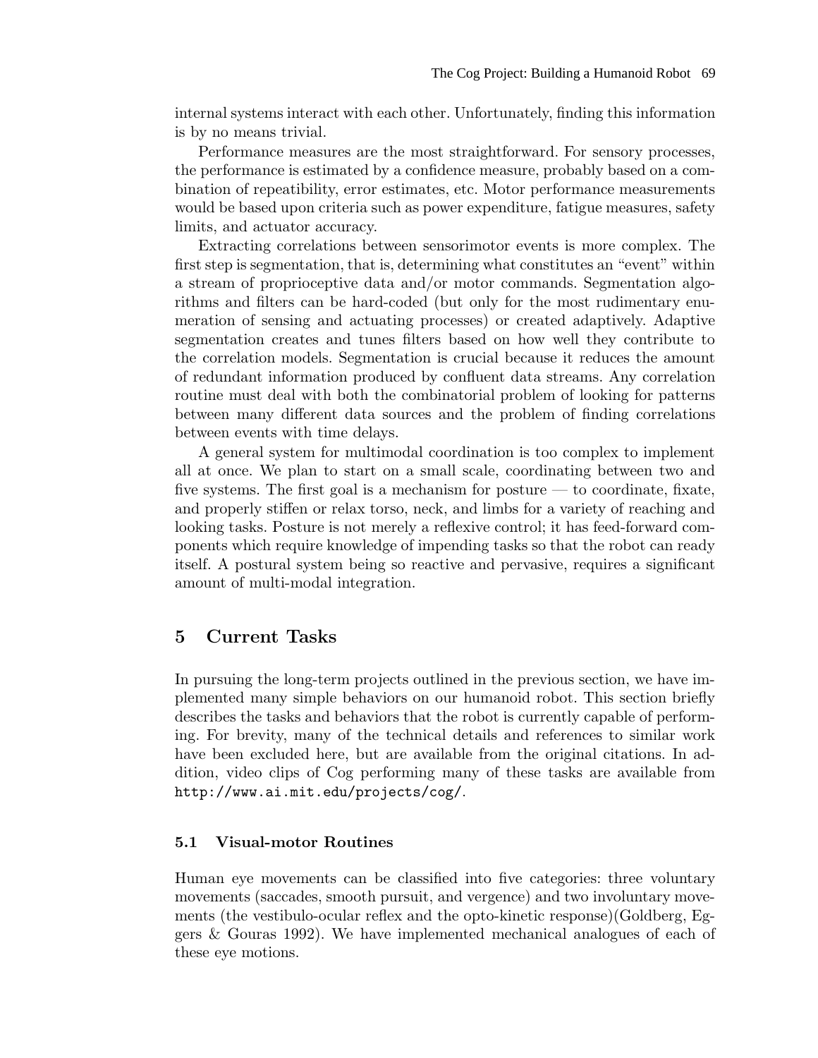internal systems interact with each other. Unfortunately, finding this information is by no means trivial.

Performance measures are the most straightforward. For sensory processes, the performance is estimated by a confidence measure, probably based on a combination of repeatibility, error estimates, etc. Motor performance measurements would be based upon criteria such as power expenditure, fatigue measures, safety limits, and actuator accuracy.

Extracting correlations between sensorimotor events is more complex. The first step is segmentation, that is, determining what constitutes an "event" within a stream of proprioceptive data and/or motor commands. Segmentation algorithms and filters can be hard-coded (but only for the most rudimentary enumeration of sensing and actuating processes) or created adaptively. Adaptive segmentation creates and tunes filters based on how well they contribute to the correlation models. Segmentation is crucial because it reduces the amount of redundant information produced by confluent data streams. Any correlation routine must deal with both the combinatorial problem of looking for patterns between many different data sources and the problem of finding correlations between events with time delays.

A general system for multimodal coordination is too complex to implement all at once. We plan to start on a small scale, coordinating between two and five systems. The first goal is a mechanism for posture — to coordinate, fixate, and properly stiffen or relax torso, neck, and limbs for a variety of reaching and looking tasks. Posture is not merely a reflexive control; it has feed-forward components which require knowledge of impending tasks so that the robot can ready itself. A postural system being so reactive and pervasive, requires a significant amount of multi-modal integration.

## 5 Current Tasks

In pursuing the long-term projects outlined in the previous section, we have implemented many simple behaviors on our humanoid robot. This section briefly describes the tasks and behaviors that the robot is currently capable of performing. For brevity, many of the technical details and references to similar work have been excluded here, but are available from the original citations. In addition, video clips of Cog performing many of these tasks are available from `http://www.ai.mit.edu/projects/cog/`.

### 5.1 Visual-motor Routines

Human eye movements can be classified into five categories: three voluntary movements (saccades, smooth pursuit, and vergence) and two involuntary movements (the vestibulo-ocular reflex and the opto-kinetic response)(Goldberg, Eggers & Gouras 1992). We have implemented mechanical analogues of each of these eye motions.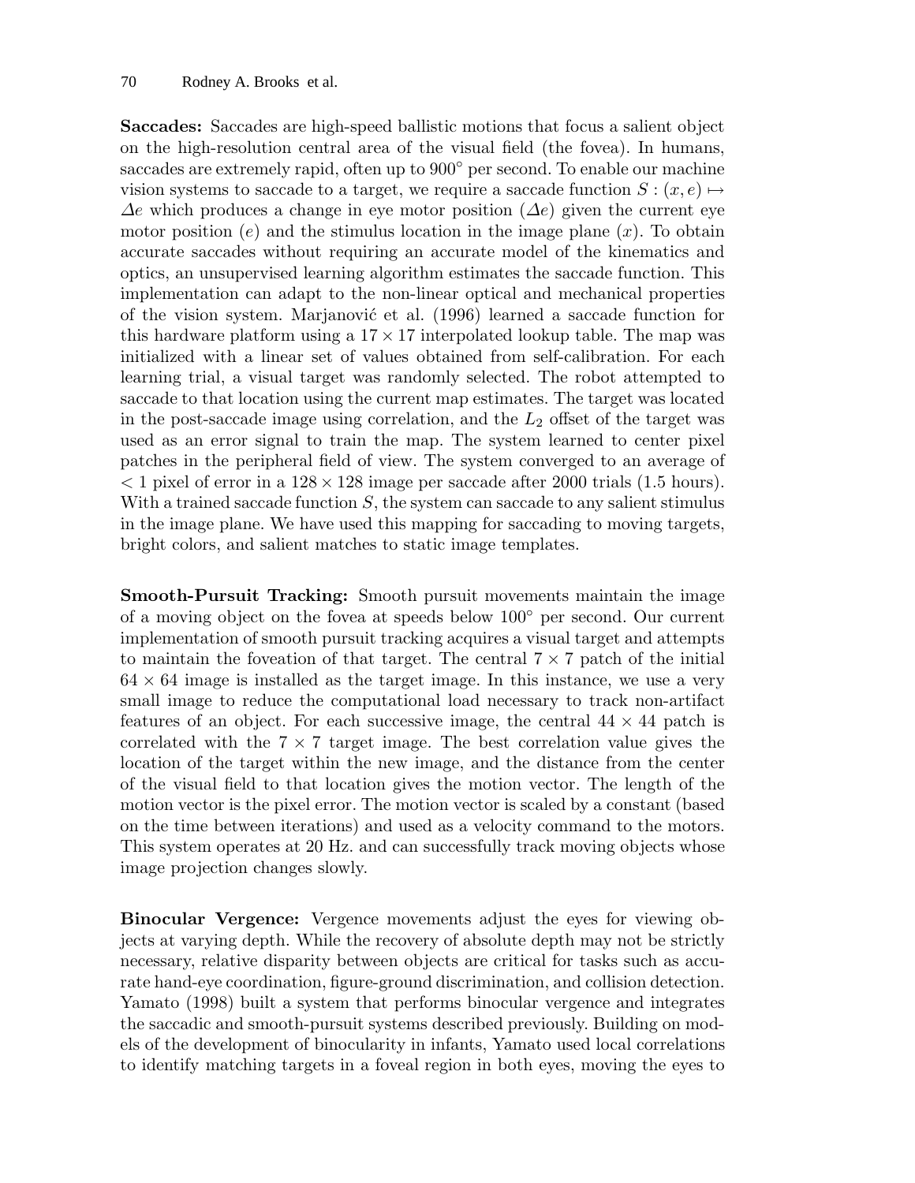**Saccades:** Saccades are high-speed ballistic motions that focus a salient object on the high-resolution central area of the visual field (the fovea). In humans, saccades are extremely rapid, often up to $900^\circ$ per second. To enable our machine vision systems to saccade to a target, we require a saccade function $S : (x, e) \mapsto \Delta e$ which produces a change in eye motor position ($\Delta e$) given the current eye motor position ($e$) and the stimulus location in the image plane ($x$). To obtain accurate saccades without requiring an accurate model of the kinematics and optics, an unsupervised learning algorithm estimates the saccade function. This implementation can adapt to the non-linear optical and mechanical properties of the vision system. Marjanović et al. (1996) learned a saccade function for this hardware platform using a $17 \times 17$ interpolated lookup table. The map was initialized with a linear set of values obtained from self-calibration. For each learning trial, a visual target was randomly selected. The robot attempted to saccade to that location using the current map estimates. The target was located in the post-saccade image using correlation, and the $L_2$ offset of the target was used as an error signal to train the map. The system learned to center pixel patches in the peripheral field of view. The system converged to an average of $< 1$ pixel of error in a $128 \times 128$ image per saccade after 2000 trials (1.5 hours). With a trained saccade function $S$, the system can saccade to any salient stimulus in the image plane. We have used this mapping for saccading to moving targets, bright colors, and salient matches to static image templates.

**Smooth-Pursuit Tracking:** Smooth pursuit movements maintain the image of a moving object on the fovea at speeds below $100^\circ$ per second. Our current implementation of smooth pursuit tracking acquires a visual target and attempts to maintain the foveation of that target. The central $7 \times 7$ patch of the initial $64 \times 64$ image is installed as the target image. In this instance, we use a very small image to reduce the computational load necessary to track non-artifact features of an object. For each successive image, the central $44 \times 44$ patch is correlated with the $7 \times 7$ target image. The best correlation value gives the location of the target within the new image, and the distance from the center of the visual field to that location gives the motion vector. The length of the motion vector is the pixel error. The motion vector is scaled by a constant (based on the time between iterations) and used as a velocity command to the motors. This system operates at 20 Hz. and can successfully track moving objects whose image projection changes slowly.

**Binocular Vergence:** Vergence movements adjust the eyes for viewing objects at varying depth. While the recovery of absolute depth may not be strictly necessary, relative disparity between objects are critical for tasks such as accurate hand-eye coordination, figure-ground discrimination, and collision detection. Yamato (1998) built a system that performs binocular vergence and integrates the saccadic and smooth-pursuit systems described previously. Building on models of the development of binocularity in infants, Yamato used local correlations to identify matching targets in a foveal region in both eyes, moving the eyes to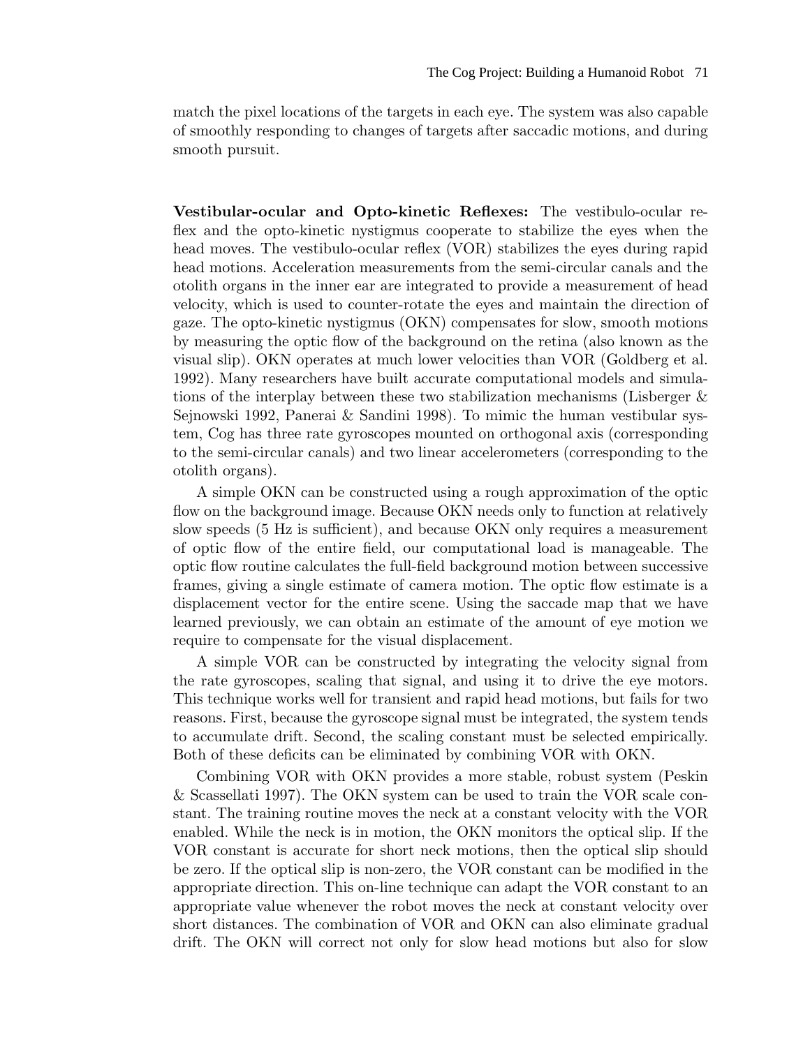match the pixel locations of the targets in each eye. The system was also capable of smoothly responding to changes of targets after saccadic motions, and during smooth pursuit.

**Vestibular-ocular and Opto-kinetic Reflexes:** The vestibulo-ocular reflex and the opto-kinetic nystigmus cooperate to stabilize the eyes when the head moves. The vestibulo-ocular reflex (VOR) stabilizes the eyes during rapid head motions. Acceleration measurements from the semi-circular canals and the otolith organs in the inner ear are integrated to provide a measurement of head velocity, which is used to counter-rotate the eyes and maintain the direction of gaze. The opto-kinetic nystigmus (OKN) compensates for slow, smooth motions by measuring the optic flow of the background on the retina (also known as the visual slip). OKN operates at much lower velocities than VOR (Goldberg et al. 1992). Many researchers have built accurate computational models and simulations of the interplay between these two stabilization mechanisms (Lisberger & Sejnowski 1992, Panerai & Sandini 1998). To mimic the human vestibular system, Cog has three rate gyroscopes mounted on orthogonal axis (corresponding to the semi-circular canals) and two linear accelerometers (corresponding to the otolith organs).

A simple OKN can be constructed using a rough approximation of the optic flow on the background image. Because OKN needs only to function at relatively slow speeds (5 Hz is sufficient), and because OKN only requires a measurement of optic flow of the entire field, our computational load is manageable. The optic flow routine calculates the full-field background motion between successive frames, giving a single estimate of camera motion. The optic flow estimate is a displacement vector for the entire scene. Using the saccade map that we have learned previously, we can obtain an estimate of the amount of eye motion we require to compensate for the visual displacement.

A simple VOR can be constructed by integrating the velocity signal from the rate gyroscopes, scaling that signal, and using it to drive the eye motors. This technique works well for transient and rapid head motions, but fails for two reasons. First, because the gyroscope signal must be integrated, the system tends to accumulate drift. Second, the scaling constant must be selected empirically. Both of these deficits can be eliminated by combining VOR with OKN.

Combining VOR with OKN provides a more stable, robust system (Peskin & Scassellati 1997). The OKN system can be used to train the VOR scale constant. The training routine moves the neck at a constant velocity with the VOR enabled. While the neck is in motion, the OKN monitors the optical slip. If the VOR constant is accurate for short neck motions, then the optical slip should be zero. If the optical slip is non-zero, the VOR constant can be modified in the appropriate direction. This on-line technique can adapt the VOR constant to an appropriate value whenever the robot moves the neck at constant velocity over short distances. The combination of VOR and OKN can also eliminate gradual drift. The OKN will correct not only for slow head motions but also for slow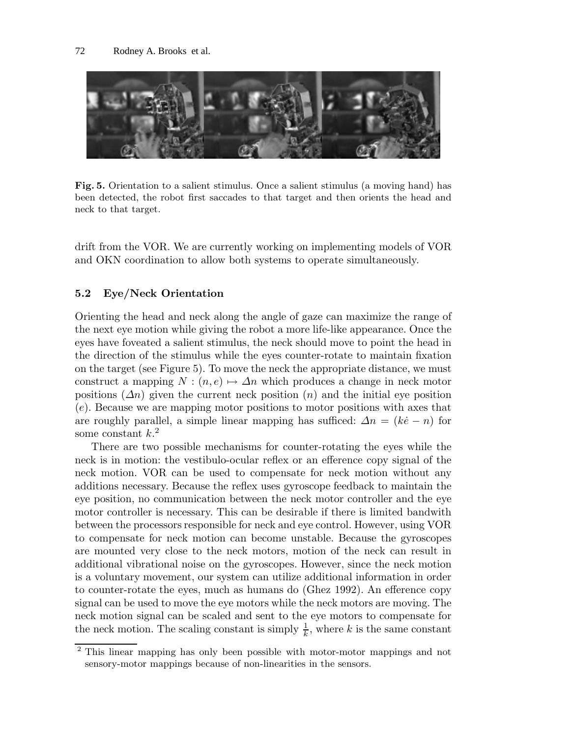**Fig. 5.** Orientation to a salient stimulus. Once a salient stimulus (a moving hand) has been detected, the robot first saccades to that target and then orients the head and neck to that target.

drift from the VOR. We are currently working on implementing models of VOR and OKN coordination to allow both systems to operate simultaneously.

### 5.2 Eye/Neck Orientation

Orienting the head and neck along the angle of gaze can maximize the range of the next eye motion while giving the robot a more life-like appearance. Once the eyes have foveated a salient stimulus, the neck should move to point the head in the direction of the stimulus while the eyes counter-rotate to maintain fixation on the target (see Figure 5). To move the neck the appropriate distance, we must construct a mapping $N : (n, e) \mapsto \Delta n$ which produces a change in neck motor positions ($\Delta n$) given the current neck position ($n$) and the initial eye position ($e$). Because we are mapping motor positions to motor positions with axes that are roughly parallel, a simple linear mapping has sufficed: $\Delta n = (k\dot{e} - n)$ for some constant $k$.[2]

There are two possible mechanisms for counter-rotating the eyes while the neck is in motion: the vestibulo-ocular reflex or an efference copy signal of the neck motion. VOR can be used to compensate for neck motion without any additions necessary. Because the reflex uses gyroscope feedback to maintain the eye position, no communication between the neck motor controller and the eye motor controller is necessary. This can be desirable if there is limited bandwith between the processors responsible for neck and eye control. However, using VOR to compensate for neck motion can become unstable. Because the gyroscopes are mounted very close to the neck motors, motion of the neck can result in additional vibrational noise on the gyroscopes. However, since the neck motion is a voluntary movement, our system can utilize additional information in order to counter-rotate the eyes, much as humans do (Ghez 1992). An efference copy signal can be used to move the eye motors while the neck motors are moving. The neck motion signal can be scaled and sent to the eye motors to compensate for the neck motion. The scaling constant is simply $\frac{1}{k}$, where $k$ is the same constant

[2] This linear mapping has only been possible with motor-motor mappings and not sensory-motor mappings because of non-linearities in the sensors.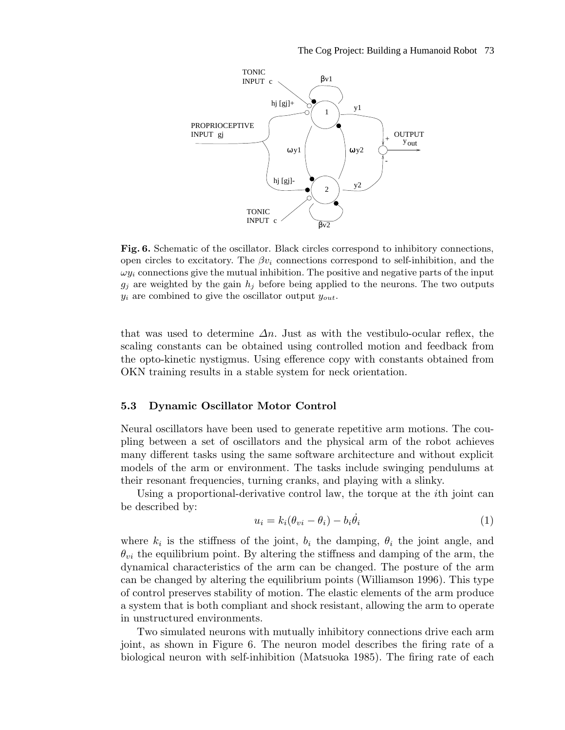**Fig. 6.** Schematic of the oscillator. Black circles correspond to inhibitory connections, open circles to excitatory. The $\beta v_i$ connections correspond to self-inhibition, and the $\omega y_i$ connections give the mutual inhibition. The positive and negative parts of the input $g_j$ are weighted by the gain $h_j$ before being applied to the neurons. The two outputs $y_i$ are combined to give the oscillator output $y_{out}$.

that was used to determine $\Delta n$. Just as with the vestibulo-ocular reflex, the scaling constants can be obtained using controlled motion and feedback from the opto-kinetic nystigmus. Using efference copy with constants obtained from OKN training results in a stable system for neck orientation.

### 5.3 Dynamic Oscillator Motor Control

Neural oscillators have been used to generate repetitive arm motions. The coupling between a set of oscillators and the physical arm of the robot achieves many different tasks using the same software architecture and without explicit models of the arm or environment. The tasks include swinging pendulums at their resonant frequencies, turning cranks, and playing with a slinky.

Using a proportional-derivative control law, the torque at the $i$th joint can be described by:

$$u_i = k_i(\theta_{vi} - \theta_i) - b_i\dot{\theta}_i \tag{1}$$

where $k_i$ is the stiffness of the joint, $b_i$ the damping, $\theta_i$ the joint angle, and $\theta_{vi}$ the equilibrium point. By altering the stiffness and damping of the arm, the dynamical characteristics of the arm can be changed. The posture of the arm can be changed by altering the equilibrium points (Williamson 1996). This type of control preserves stability of motion. The elastic elements of the arm produce a system that is both compliant and shock resistant, allowing the arm to operate in unstructured environments.

Two simulated neurons with mutually inhibitory connections drive each arm joint, as shown in Figure 6. The neuron model describes the firing rate of a biological neuron with self-inhibition (Matsuoka 1985). The firing rate of each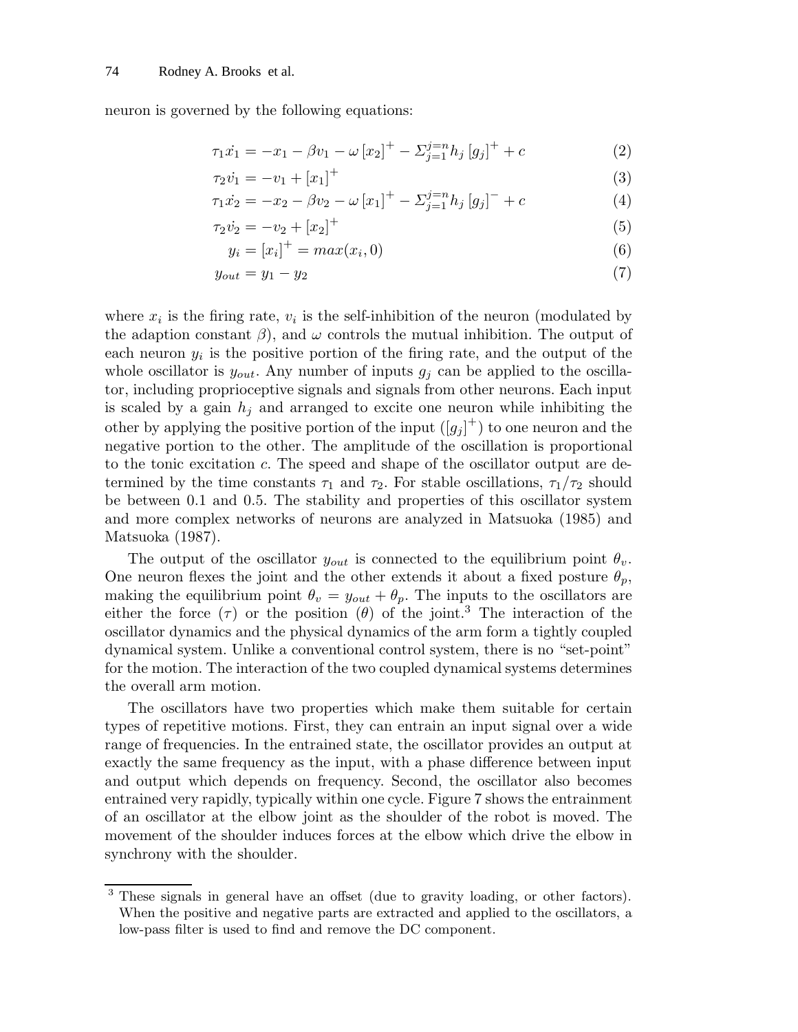neuron is governed by the following equations:

$$\tau_1 \dot{x_1} = -x_1 - \beta v_1 - \omega \left[x_2\right]^+ - \Sigma_{j=1}^{j=n} h_j \left[g_j\right]^+ + c \tag{2}$$

$$\tau_2 \dot{v_1} = -v_1 + \left[x_1\right]^+ \tag{3}$$

$$\tau_1 \dot{x_2} = -x_2 - \beta v_2 - \omega \left[x_1\right]^+ - \Sigma_{j=1}^{j=n} h_j \left[g_j\right]^- + c \tag{4}$$

$$\tau_2 \dot{v_2} = -v_2 + \left[x_2\right]^+ \tag{5}$$

$$y_i = \left[x_i\right]^+ = max(x_i, 0) \tag{6}$$

$$y_{out} = y_1 - y_2 \tag{7}$$

where $x_i$ is the firing rate, $v_i$ is the self-inhibition of the neuron (modulated by the adaption constant $\beta$), and $\omega$ controls the mutual inhibition. The output of each neuron $y_i$ is the positive portion of the firing rate, and the output of the whole oscillator is $y_{out}$. Any number of inputs $g_j$ can be applied to the oscillator, including proprioceptive signals and signals from other neurons. Each input is scaled by a gain $h_j$ and arranged to excite one neuron while inhibiting the other by applying the positive portion of the input ($[g_j]^+$) to one neuron and the negative portion to the other. The amplitude of the oscillation is proportional to the tonic excitation $c$. The speed and shape of the oscillator output are determined by the time constants $\tau_1$ and $\tau_2$. For stable oscillations, $\tau_1/\tau_2$ should be between 0.1 and 0.5. The stability and properties of this oscillator system and more complex networks of neurons are analyzed in Matsuoka (1985) and Matsuoka (1987).

The output of the oscillator $y_{out}$ is connected to the equilibrium point $\theta_v$. One neuron flexes the joint and the other extends it about a fixed posture $\theta_p$, making the equilibrium point $\theta_v = y_{out} + \theta_p$. The inputs to the oscillators are either the force ($\tau$) or the position ($\theta$) of the joint.[3] The interaction of the oscillator dynamics and the physical dynamics of the arm form a tightly coupled dynamical system. Unlike a conventional control system, there is no "set-point" for the motion. The interaction of the two coupled dynamical systems determines the overall arm motion.

The oscillators have two properties which make them suitable for certain types of repetitive motions. First, they can entrain an input signal over a wide range of frequencies. In the entrained state, the oscillator provides an output at exactly the same frequency as the input, with a phase difference between input and output which depends on frequency. Second, the oscillator also becomes entrained very rapidly, typically within one cycle. Figure 7 shows the entrainment of an oscillator at the elbow joint as the shoulder of the robot is moved. The movement of the shoulder induces forces at the elbow which drive the elbow in synchrony with the shoulder.

[3] These signals in general have an offset (due to gravity loading, or other factors). When the positive and negative parts are extracted and applied to the oscillators, a low-pass filter is used to find and remove the DC component.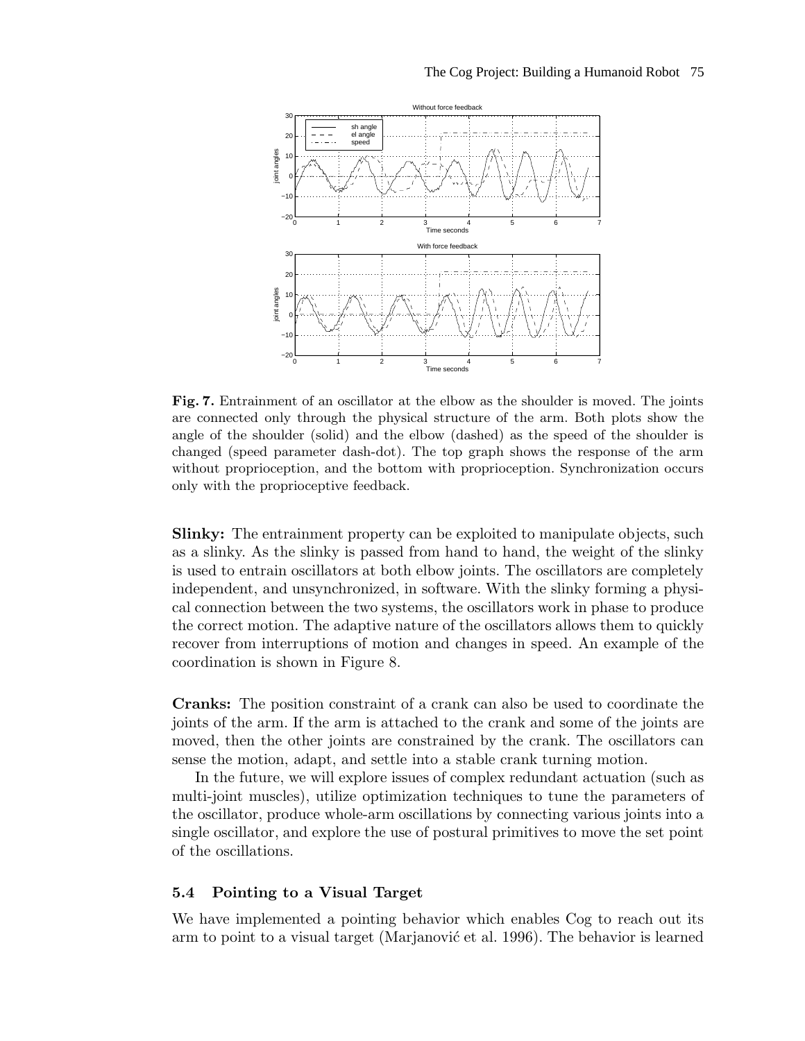**Fig. 7.** Entrainment of an oscillator at the elbow as the shoulder is moved. The joints are connected only through the physical structure of the arm. Both plots show the angle of the shoulder (solid) and the elbow (dashed) as the speed of the shoulder is changed (speed parameter dash-dot). The top graph shows the response of the arm without proprioception, and the bottom with proprioception. Synchronization occurs only with the proprioceptive feedback.

**Slinky:** The entrainment property can be exploited to manipulate objects, such as a slinky. As the slinky is passed from hand to hand, the weight of the slinky is used to entrain oscillators at both elbow joints. The oscillators are completely independent, and unsynchronized, in software. With the slinky forming a physical connection between the two systems, the oscillators work in phase to produce the correct motion. The adaptive nature of the oscillators allows them to quickly recover from interruptions of motion and changes in speed. An example of the coordination is shown in Figure 8.

**Cranks:** The position constraint of a crank can also be used to coordinate the joints of the arm. If the arm is attached to the crank and some of the joints are moved, then the other joints are constrained by the crank. The oscillators can sense the motion, adapt, and settle into a stable crank turning motion.

In the future, we will explore issues of complex redundant actuation (such as multi-joint muscles), utilize optimization techniques to tune the parameters of the oscillator, produce whole-arm oscillations by connecting various joints into a single oscillator, and explore the use of postural primitives to move the set point of the oscillations.

### 5.4 Pointing to a Visual Target

We have implemented a pointing behavior which enables Cog to reach out its arm to point to a visual target (Marjanović et al. 1996). The behavior is learned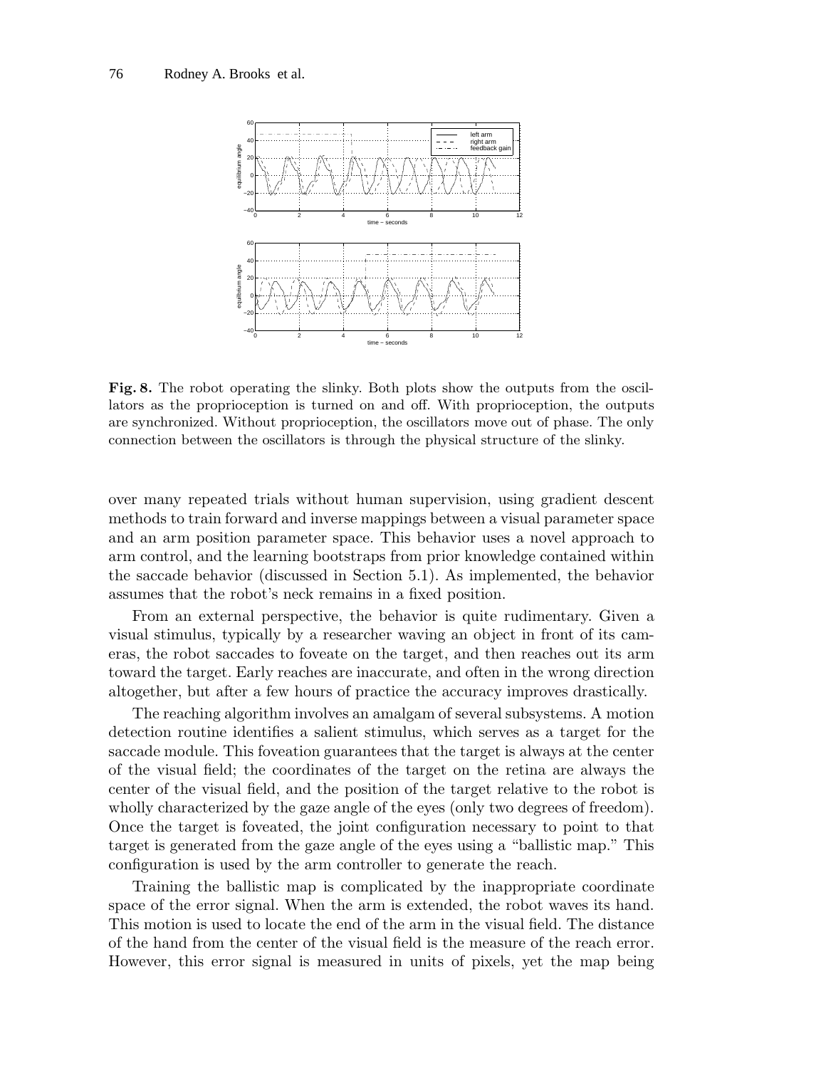**Fig. 8.** The robot operating the slinky. Both plots show the outputs from the oscillators as the proprioception is turned on and off. With proprioception, the outputs are synchronized. Without proprioception, the oscillators move out of phase. The only connection between the oscillators is through the physical structure of the slinky.

over many repeated trials without human supervision, using gradient descent methods to train forward and inverse mappings between a visual parameter space and an arm position parameter space. This behavior uses a novel approach to arm control, and the learning bootstraps from prior knowledge contained within the saccade behavior (discussed in Section 5.1). As implemented, the behavior assumes that the robot's neck remains in a fixed position.

From an external perspective, the behavior is quite rudimentary. Given a visual stimulus, typically by a researcher waving an object in front of its cameras, the robot saccades to foveate on the target, and then reaches out its arm toward the target. Early reaches are inaccurate, and often in the wrong direction altogether, but after a few hours of practice the accuracy improves drastically.

The reaching algorithm involves an amalgam of several subsystems. A motion detection routine identifies a salient stimulus, which serves as a target for the saccade module. This foveation guarantees that the target is always at the center of the visual field; the coordinates of the target on the retina are always the center of the visual field, and the position of the target relative to the robot is wholly characterized by the gaze angle of the eyes (only two degrees of freedom). Once the target is foveated, the joint configuration necessary to point to that target is generated from the gaze angle of the eyes using a "ballistic map." This configuration is used by the arm controller to generate the reach.

Training the ballistic map is complicated by the inappropriate coordinate space of the error signal. When the arm is extended, the robot waves its hand. This motion is used to locate the end of the arm in the visual field. The distance of the hand from the center of the visual field is the measure of the reach error. However, this error signal is measured in units of pixels, yet the map being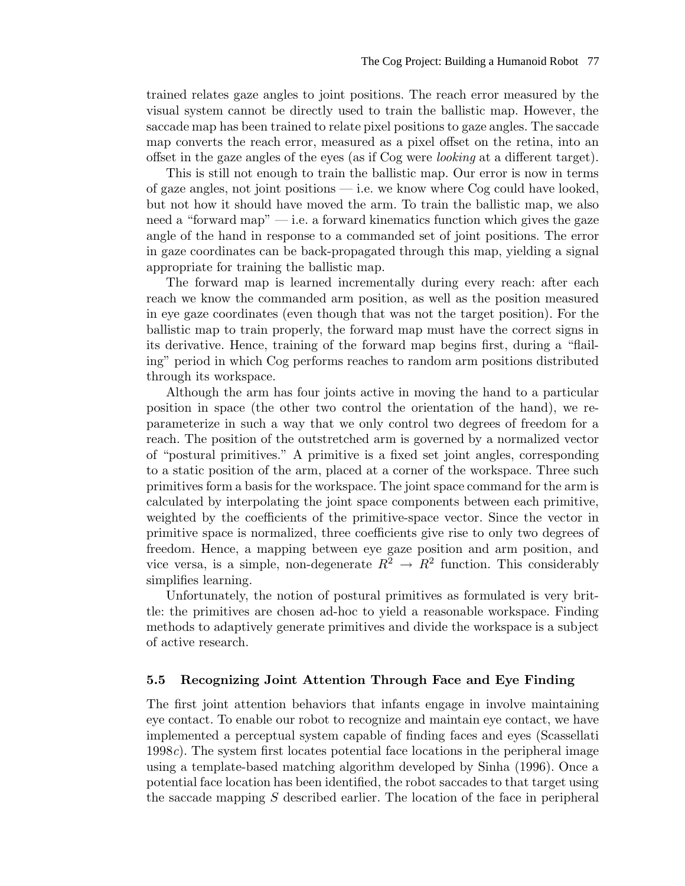trained relates gaze angles to joint positions. The reach error measured by the visual system cannot be directly used to train the ballistic map. However, the saccade map has been trained to relate pixel positions to gaze angles. The saccade map converts the reach error, measured as a pixel offset on the retina, into an offset in the gaze angles of the eyes (as if Cog were *looking* at a different target).

This is still not enough to train the ballistic map. Our error is now in terms of gaze angles, not joint positions — i.e. we know where Cog could have looked, but not how it should have moved the arm. To train the ballistic map, we also need a "forward map" — i.e. a forward kinematics function which gives the gaze angle of the hand in response to a commanded set of joint positions. The error in gaze coordinates can be back-propagated through this map, yielding a signal appropriate for training the ballistic map.

The forward map is learned incrementally during every reach: after each reach we know the commanded arm position, as well as the position measured in eye gaze coordinates (even though that was not the target position). For the ballistic map to train properly, the forward map must have the correct signs in its derivative. Hence, training of the forward map begins first, during a "flailing" period in which Cog performs reaches to random arm positions distributed through its workspace.

Although the arm has four joints active in moving the hand to a particular position in space (the other two control the orientation of the hand), we re-parameterize in such a way that we only control two degrees of freedom for a reach. The position of the outstretched arm is governed by a normalized vector of "postural primitives." A primitive is a fixed set joint angles, corresponding to a static position of the arm, placed at a corner of the workspace. Three such primitives form a basis for the workspace. The joint space command for the arm is calculated by interpolating the joint space components between each primitive, weighted by the coefficients of the primitive-space vector. Since the vector in primitive space is normalized, three coefficients give rise to only two degrees of freedom. Hence, a mapping between eye gaze position and arm position, and vice versa, is a simple, non-degenerate $R^2 \rightarrow R^2$ function. This considerably simplifies learning.

Unfortunately, the notion of postural primitives as formulated is very brittle: the primitives are chosen ad-hoc to yield a reasonable workspace. Finding methods to adaptively generate primitives and divide the workspace is a subject of active research.

### 5.5 Recognizing Joint Attention Through Face and Eye Finding

The first joint attention behaviors that infants engage in involve maintaining eye contact. To enable our robot to recognize and maintain eye contact, we have implemented a perceptual system capable of finding faces and eyes (Scassellati 1998*c*). The system first locates potential face locations in the peripheral image using a template-based matching algorithm developed by Sinha (1996). Once a potential face location has been identified, the robot saccades to that target using the saccade mapping $S$ described earlier. The location of the face in peripheral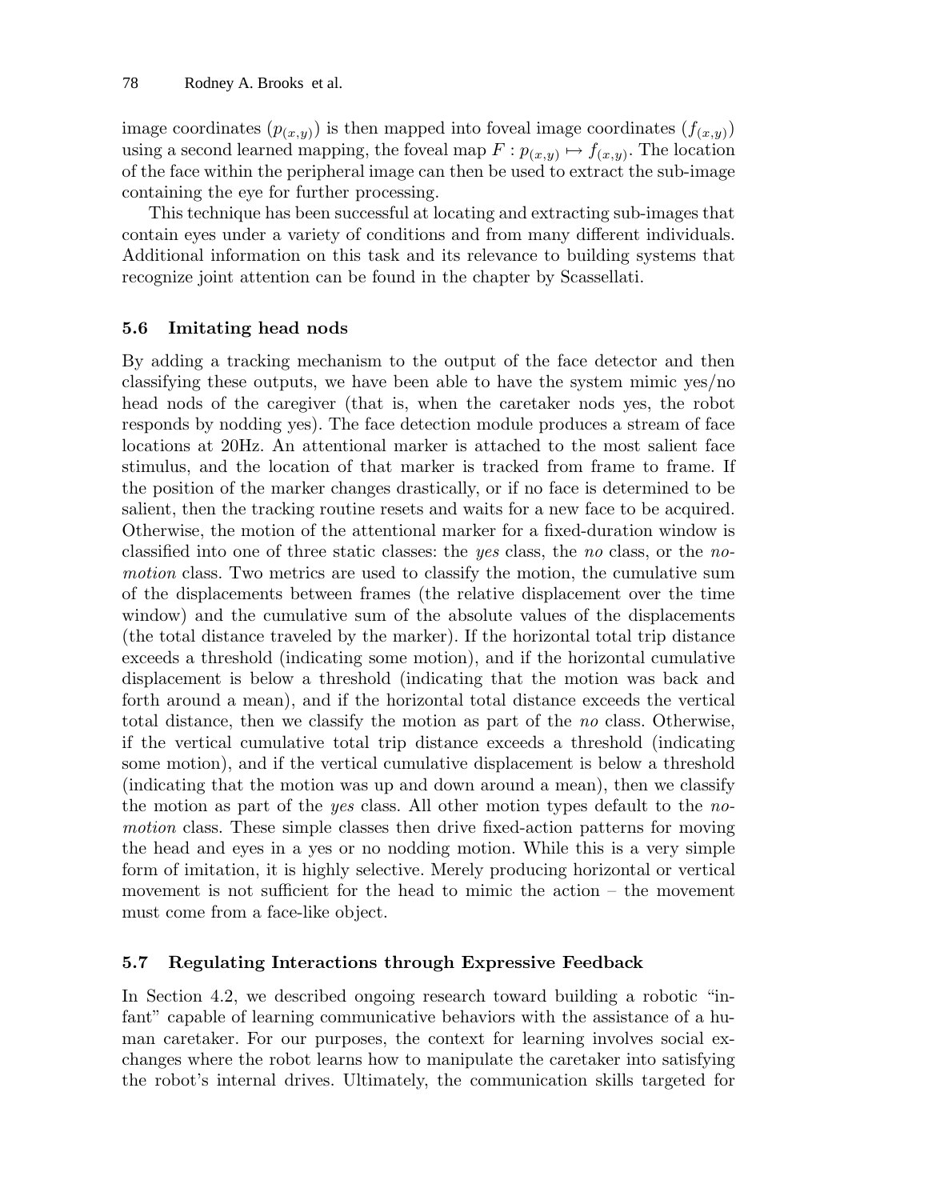image coordinates ($p_{(x,y)}$) is then mapped into foveal image coordinates ($f_{(x,y)}$) using a second learned mapping, the foveal map $F : p_{(x,y)} \mapsto f_{(x,y)}$. The location of the face within the peripheral image can then be used to extract the sub-image containing the eye for further processing.

This technique has been successful at locating and extracting sub-images that contain eyes under a variety of conditions and from many different individuals. Additional information on this task and its relevance to building systems that recognize joint attention can be found in the chapter by Scassellati.

### 5.6 Imitating head nods

By adding a tracking mechanism to the output of the face detector and then classifying these outputs, we have been able to have the system mimic yes/no head nods of the caregiver (that is, when the caretaker nods yes, the robot responds by nodding yes). The face detection module produces a stream of face locations at 20Hz. An attentional marker is attached to the most salient face stimulus, and the location of that marker is tracked from frame to frame. If the position of the marker changes drastically, or if no face is determined to be salient, then the tracking routine resets and waits for a new face to be acquired. Otherwise, the motion of the attentional marker for a fixed-duration window is classified into one of three static classes: the *yes* class, the *no* class, or the *no-motion* class. Two metrics are used to classify the motion, the cumulative sum of the displacements between frames (the relative displacement over the time window) and the cumulative sum of the absolute values of the displacements (the total distance traveled by the marker). If the horizontal total trip distance exceeds a threshold (indicating some motion), and if the horizontal cumulative displacement is below a threshold (indicating that the motion was back and forth around a mean), and if the horizontal total distance exceeds the vertical total distance, then we classify the motion as part of the *no* class. Otherwise, if the vertical cumulative total trip distance exceeds a threshold (indicating some motion), and if the vertical cumulative displacement is below a threshold (indicating that the motion was up and down around a mean), then we classify the motion as part of the *yes* class. All other motion types default to the *no-motion* class. These simple classes then drive fixed-action patterns for moving the head and eyes in a yes or no nodding motion. While this is a very simple form of imitation, it is highly selective. Merely producing horizontal or vertical movement is not sufficient for the head to mimic the action – the movement must come from a face-like object.

### 5.7 Regulating Interactions through Expressive Feedback

In Section 4.2, we described ongoing research toward building a robotic "infant" capable of learning communicative behaviors with the assistance of a human caretaker. For our purposes, the context for learning involves social exchanges where the robot learns how to manipulate the caretaker into satisfying the robot's internal drives. Ultimately, the communication skills targeted for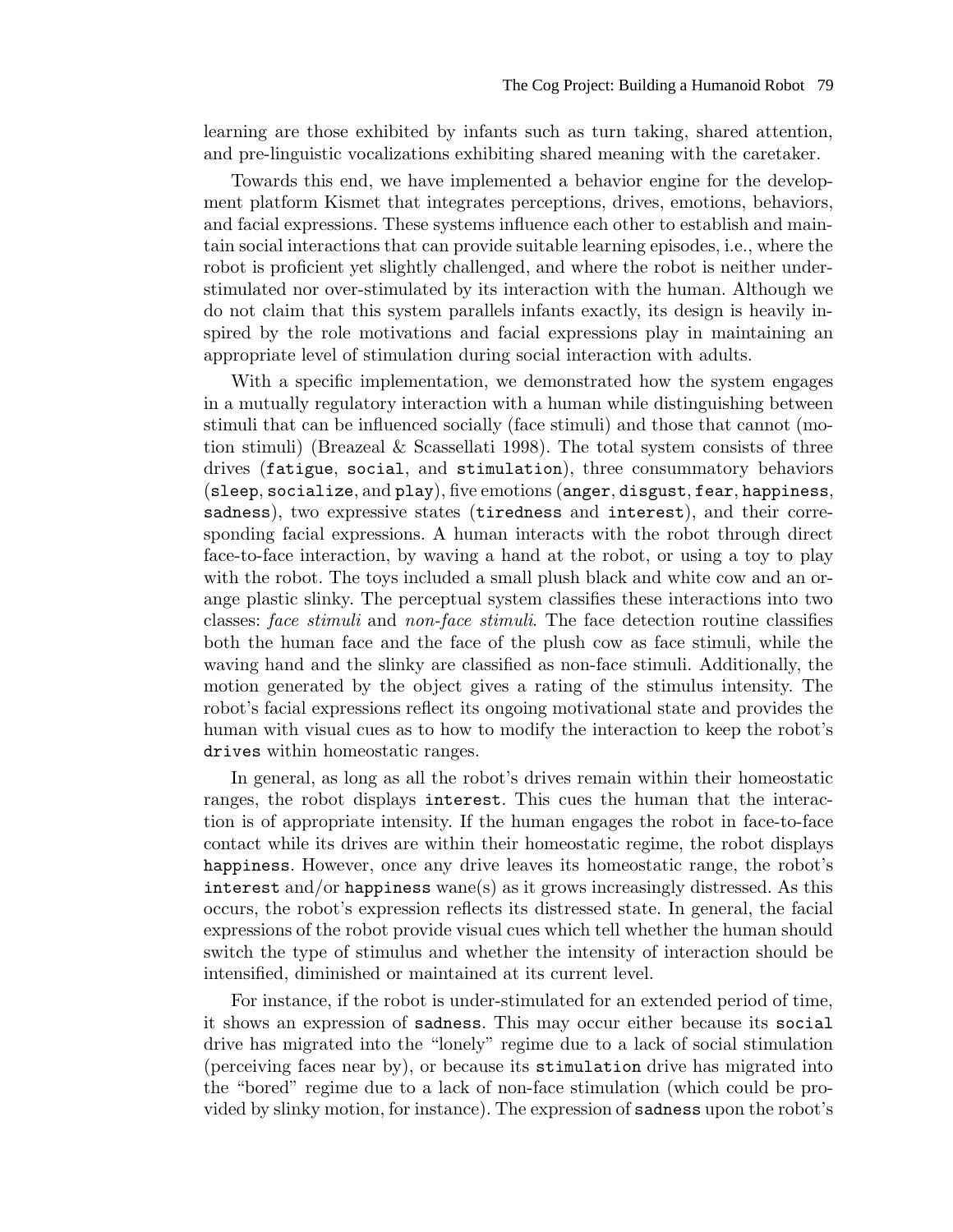learning are those exhibited by infants such as turn taking, shared attention, and pre-linguistic vocalizations exhibiting shared meaning with the caretaker.

Towards this end, we have implemented a behavior engine for the development platform Kismet that integrates perceptions, drives, emotions, behaviors, and facial expressions. These systems influence each other to establish and maintain social interactions that can provide suitable learning episodes, i.e., where the robot is proficient yet slightly challenged, and where the robot is neither under-stimulated nor over-stimulated by its interaction with the human. Although we do not claim that this system parallels infants exactly, its design is heavily inspired by the role motivations and facial expressions play in maintaining an appropriate level of stimulation during social interaction with adults.

With a specific implementation, we demonstrated how the system engages in a mutually regulatory interaction with a human while distinguishing between stimuli that can be influenced socially (face stimuli) and those that cannot (motion stimuli) (Breazeal & Scassellati 1998). The total system consists of three drives (`fatigue`, `social`, and `stimulation`), three consummatory behaviors (`sleep`, `socialize`, and `play`), five emotions (`anger`, `disgust`, `fear`, `happiness`, `sadness`), two expressive states (`tiredness` and `interest`), and their corresponding facial expressions. A human interacts with the robot through direct face-to-face interaction, by waving a hand at the robot, or using a toy to play with the robot. The toys included a small plush black and white cow and an orange plastic slinky. The perceptual system classifies these interactions into two classes: *face stimuli* and *non-face stimuli*. The face detection routine classifies both the human face and the face of the plush cow as face stimuli, while the waving hand and the slinky are classified as non-face stimuli. Additionally, the motion generated by the object gives a rating of the stimulus intensity. The robot's facial expressions reflect its ongoing motivational state and provides the human with visual cues as to how to modify the interaction to keep the robot's `drives` within homeostatic ranges.

In general, as long as all the robot's drives remain within their homeostatic ranges, the robot displays `interest`. This cues the human that the interaction is of appropriate intensity. If the human engages the robot in face-to-face contact while its drives are within their homeostatic regime, the robot displays `happiness`. However, once any drive leaves its homeostatic range, the robot's `interest` and/or `happiness` wane(s) as it grows increasingly distressed. As this occurs, the robot's expression reflects its distressed state. In general, the facial expressions of the robot provide visual cues which tell whether the human should switch the type of stimulus and whether the intensity of interaction should be intensified, diminished or maintained at its current level.

For instance, if the robot is under-stimulated for an extended period of time, it shows an expression of `sadness`. This may occur either because its `social` drive has migrated into the "lonely" regime due to a lack of social stimulation (perceiving faces near by), or because its `stimulation` drive has migrated into the "bored" regime due to a lack of non-face stimulation (which could be provided by slinky motion, for instance). The expression of `sadness` upon the robot's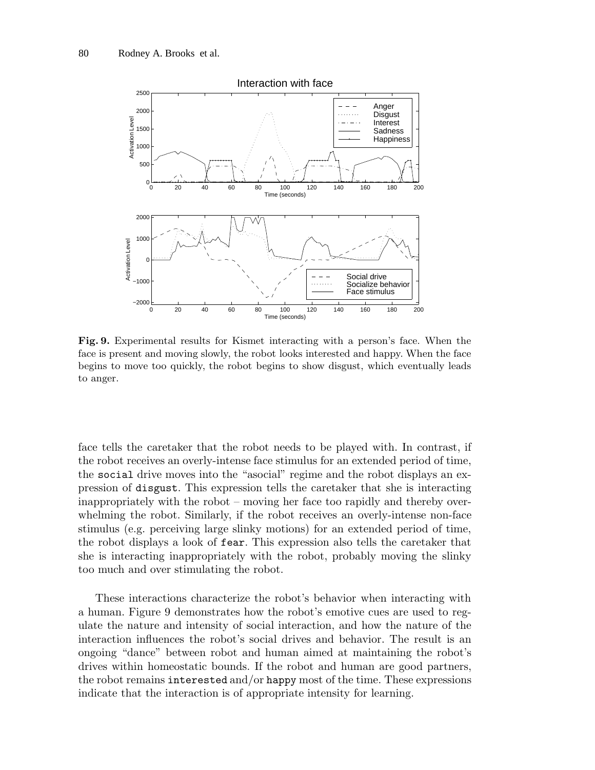**Fig. 9.** Experimental results for Kismet interacting with a person's face. When the face is present and moving slowly, the robot looks interested and happy. When the face begins to move too quickly, the robot begins to show disgust, which eventually leads to anger.

face tells the caretaker that the robot needs to be played with. In contrast, if the robot receives an overly-intense face stimulus for an extended period of time, the `social` drive moves into the "asocial" regime and the robot displays an expression of `disgust`. This expression tells the caretaker that she is interacting inappropriately with the robot – moving her face too rapidly and thereby overwhelming the robot. Similarly, if the robot receives an overly-intense non-face stimulus (e.g. perceiving large slinky motions) for an extended period of time, the robot displays a look of `fear`. This expression also tells the caretaker that she is interacting inappropriately with the robot, probably moving the slinky too much and over stimulating the robot.

These interactions characterize the robot's behavior when interacting with a human. Figure 9 demonstrates how the robot's emotive cues are used to regulate the nature and intensity of social interaction, and how the nature of the interaction influences the robot's social drives and behavior. The result is an ongoing "dance" between robot and human aimed at maintaining the robot's drives within homeostatic bounds. If the robot and human are good partners, the robot remains `interested` and/or `happy` most of the time. These expressions indicate that the interaction is of appropriate intensity for learning.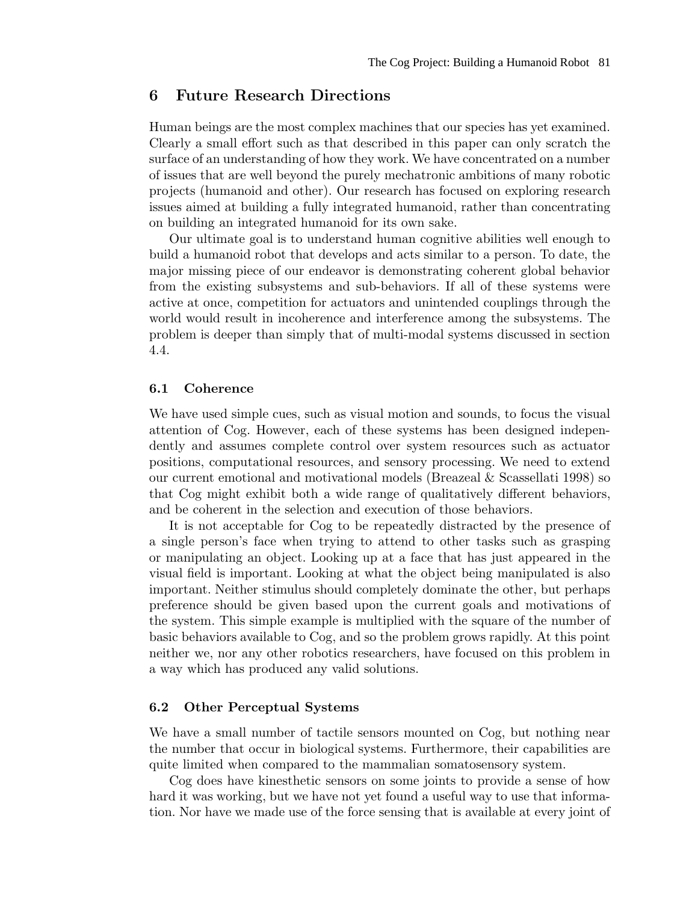## 6 Future Research Directions

Human beings are the most complex machines that our species has yet examined. Clearly a small effort such as that described in this paper can only scratch the surface of an understanding of how they work. We have concentrated on a number of issues that are well beyond the purely mechatronic ambitions of many robotic projects (humanoid and other). Our research has focused on exploring research issues aimed at building a fully integrated humanoid, rather than concentrating on building an integrated humanoid for its own sake.

Our ultimate goal is to understand human cognitive abilities well enough to build a humanoid robot that develops and acts similar to a person. To date, the major missing piece of our endeavor is demonstrating coherent global behavior from the existing subsystems and sub-behaviors. If all of these systems were active at once, competition for actuators and unintended couplings through the world would result in incoherence and interference among the subsystems. The problem is deeper than simply that of multi-modal systems discussed in section 4.4.

### 6.1 Coherence

We have used simple cues, such as visual motion and sounds, to focus the visual attention of Cog. However, each of these systems has been designed independently and assumes complete control over system resources such as actuator positions, computational resources, and sensory processing. We need to extend our current emotional and motivational models (Breazeal & Scassellati 1998) so that Cog might exhibit both a wide range of qualitatively different behaviors, and be coherent in the selection and execution of those behaviors.

It is not acceptable for Cog to be repeatedly distracted by the presence of a single person's face when trying to attend to other tasks such as grasping or manipulating an object. Looking up at a face that has just appeared in the visual field is important. Looking at what the object being manipulated is also important. Neither stimulus should completely dominate the other, but perhaps preference should be given based upon the current goals and motivations of the system. This simple example is multiplied with the square of the number of basic behaviors available to Cog, and so the problem grows rapidly. At this point neither we, nor any other robotics researchers, have focused on this problem in a way which has produced any valid solutions.

### 6.2 Other Perceptual Systems

We have a small number of tactile sensors mounted on Cog, but nothing near the number that occur in biological systems. Furthermore, their capabilities are quite limited when compared to the mammalian somatosensory system.

Cog does have kinesthetic sensors on some joints to provide a sense of how hard it was working, but we have not yet found a useful way to use that information. Nor have we made use of the force sensing that is available at every joint of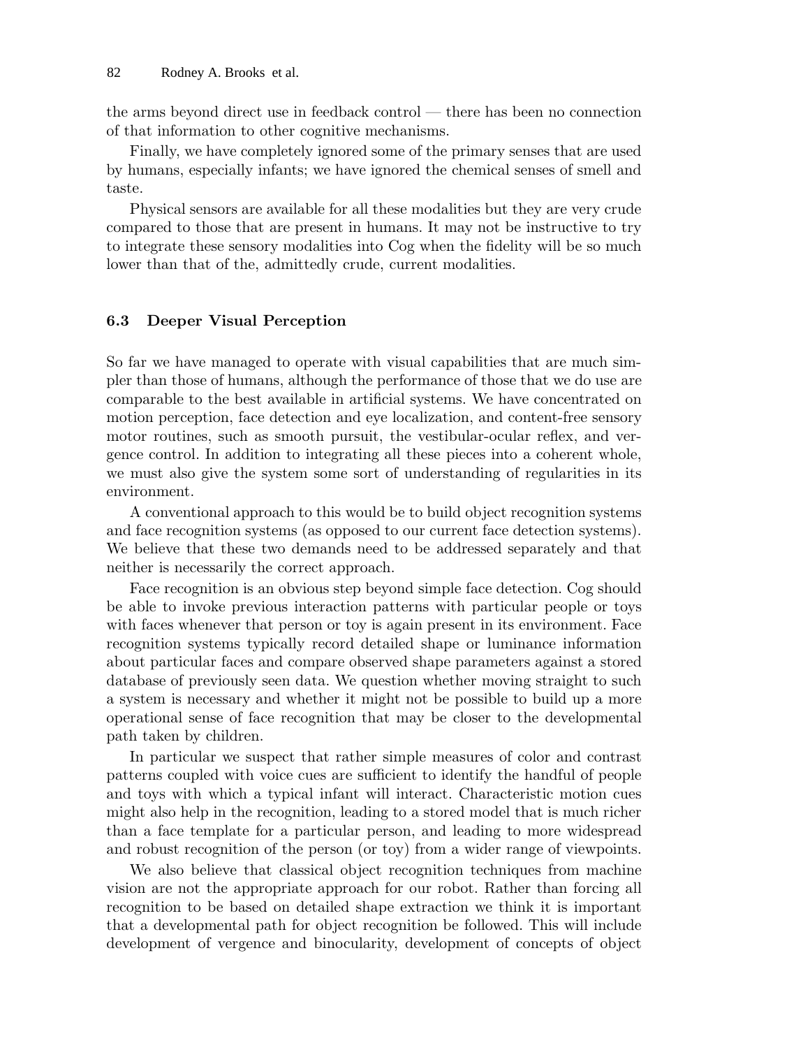the arms beyond direct use in feedback control — there has been no connection of that information to other cognitive mechanisms.

Finally, we have completely ignored some of the primary senses that are used by humans, especially infants; we have ignored the chemical senses of smell and taste.

Physical sensors are available for all these modalities but they are very crude compared to those that are present in humans. It may not be instructive to try to integrate these sensory modalities into Cog when the fidelity will be so much lower than that of the, admittedly crude, current modalities.

### 6.3 Deeper Visual Perception

So far we have managed to operate with visual capabilities that are much simpler than those of humans, although the performance of those that we do use are comparable to the best available in artificial systems. We have concentrated on motion perception, face detection and eye localization, and content-free sensory motor routines, such as smooth pursuit, the vestibular-ocular reflex, and vergence control. In addition to integrating all these pieces into a coherent whole, we must also give the system some sort of understanding of regularities in its environment.

A conventional approach to this would be to build object recognition systems and face recognition systems (as opposed to our current face detection systems). We believe that these two demands need to be addressed separately and that neither is necessarily the correct approach.

Face recognition is an obvious step beyond simple face detection. Cog should be able to invoke previous interaction patterns with particular people or toys with faces whenever that person or toy is again present in its environment. Face recognition systems typically record detailed shape or luminance information about particular faces and compare observed shape parameters against a stored database of previously seen data. We question whether moving straight to such a system is necessary and whether it might not be possible to build up a more operational sense of face recognition that may be closer to the developmental path taken by children.

In particular we suspect that rather simple measures of color and contrast patterns coupled with voice cues are sufficient to identify the handful of people and toys with which a typical infant will interact. Characteristic motion cues might also help in the recognition, leading to a stored model that is much richer than a face template for a particular person, and leading to more widespread and robust recognition of the person (or toy) from a wider range of viewpoints.

We also believe that classical object recognition techniques from machine vision are not the appropriate approach for our robot. Rather than forcing all recognition to be based on detailed shape extraction we think it is important that a developmental path for object recognition be followed. This will include development of vergence and binocularity, development of concepts of object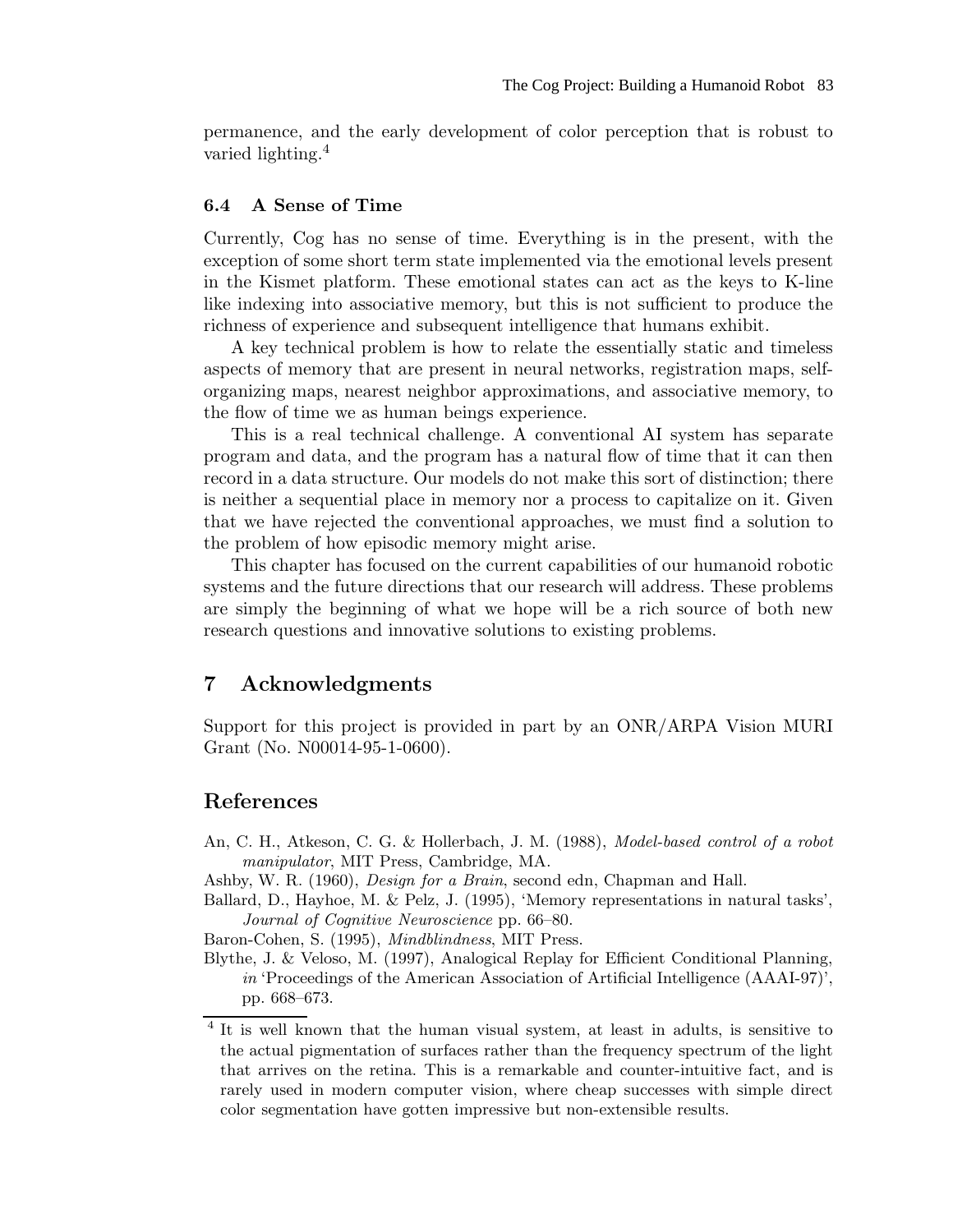permanence, and the early development of color perception that is robust to varied lighting.[4]

### 6.4 A Sense of Time

Currently, Cog has no sense of time. Everything is in the present, with the exception of some short term state implemented via the emotional levels present in the Kismet platform. These emotional states can act as the keys to K-line like indexing into associative memory, but this is not sufficient to produce the richness of experience and subsequent intelligence that humans exhibit.

A key technical problem is how to relate the essentially static and timeless aspects of memory that are present in neural networks, registration maps, self-organizing maps, nearest neighbor approximations, and associative memory, to the flow of time we as human beings experience.

This is a real technical challenge. A conventional AI system has separate program and data, and the program has a natural flow of time that it can then record in a data structure. Our models do not make this sort of distinction; there is neither a sequential place in memory nor a process to capitalize on it. Given that we have rejected the conventional approaches, we must find a solution to the problem of how episodic memory might arise.

This chapter has focused on the current capabilities of our humanoid robotic systems and the future directions that our research will address. These problems are simply the beginning of what we hope will be a rich source of both new research questions and innovative solutions to existing problems.

## 7 Acknowledgments

Support for this project is provided in part by an ONR/ARPA Vision MURI Grant (No. N00014-95-1-0600).

## References

An, C. H., Atkeson, C. G. & Hollerbach, J. M. (1988), *Model-based control of a robot manipulator*, MIT Press, Cambridge, MA.

Ashby, W. R. (1960), *Design for a Brain*, second edn, Chapman and Hall.

Ballard, D., Hayhoe, M. & Pelz, J. (1995), 'Memory representations in natural tasks', *Journal of Cognitive Neuroscience* pp. 66–80.

Baron-Cohen, S. (1995), *Mindblindness*, MIT Press.

Blythe, J. & Veloso, M. (1997), Analogical Replay for Efficient Conditional Planning, *in* 'Proceedings of the American Association of Artificial Intelligence (AAAI-97)', pp. 668–673.

[4] It is well known that the human visual system, at least in adults, is sensitive to the actual pigmentation of surfaces rather than the frequency spectrum of the light that arrives on the retina. This is a remarkable and counter-intuitive fact, and is rarely used in modern computer vision, where cheap successes with simple direct color segmentation have gotten impressive but non-extensible results.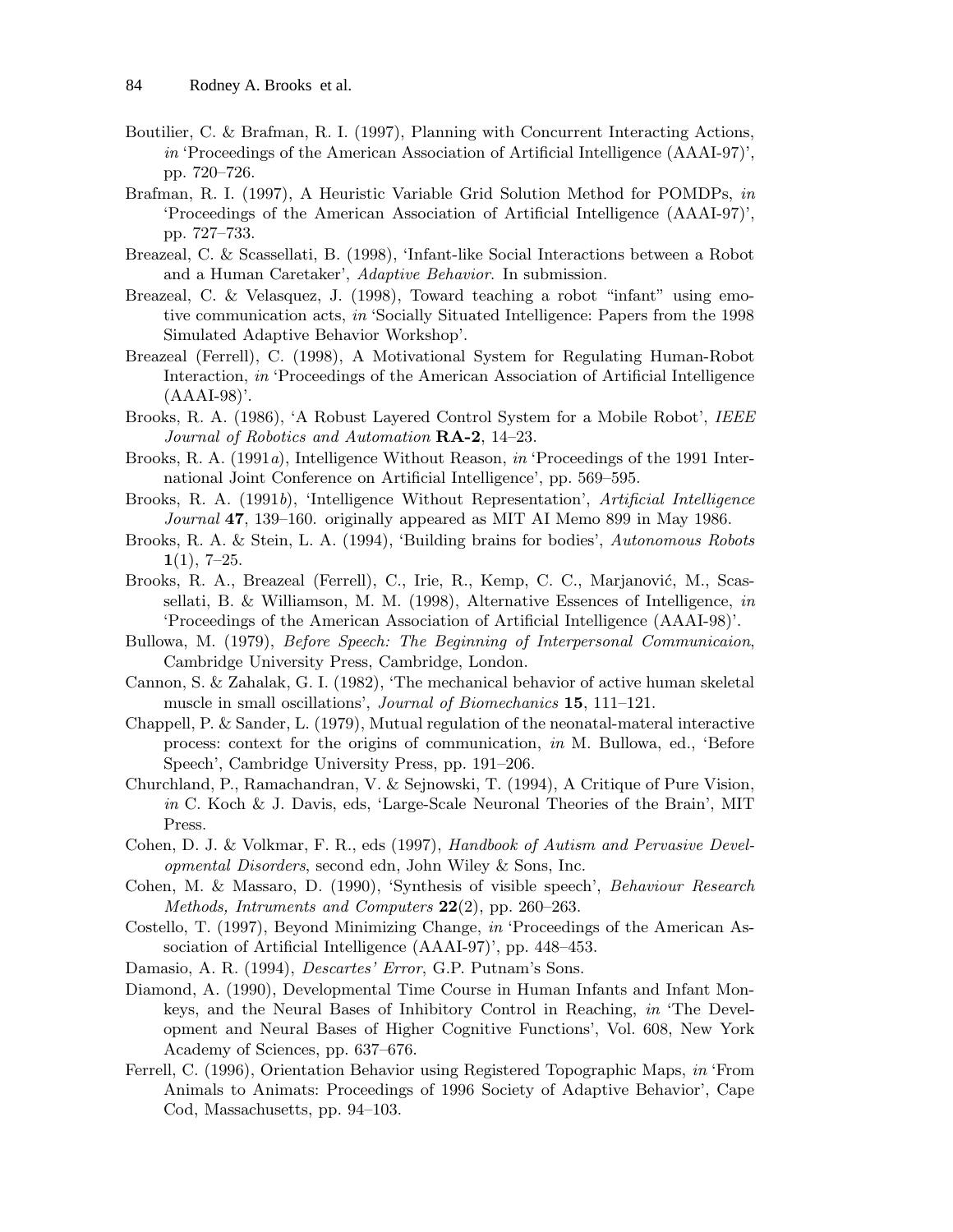Boutilier, C. & Brafman, R. I. (1997), Planning with Concurrent Interacting Actions, *in* 'Proceedings of the American Association of Artificial Intelligence (AAAI-97)', pp. 720–726.

Brafman, R. I. (1997), A Heuristic Variable Grid Solution Method for POMDPs, *in* 'Proceedings of the American Association of Artificial Intelligence (AAAI-97)', pp. 727–733.

Breazeal, C. & Scassellati, B. (1998), 'Infant-like Social Interactions between a Robot and a Human Caretaker', *Adaptive Behavior*. In submission.

Breazeal, C. & Velasquez, J. (1998), Toward teaching a robot "infant" using emotive communication acts, *in* 'Socially Situated Intelligence: Papers from the 1998 Simulated Adaptive Behavior Workshop'.

Breazeal (Ferrell), C. (1998), A Motivational System for Regulating Human-Robot Interaction, *in* 'Proceedings of the American Association of Artificial Intelligence (AAAI-98)'.

Brooks, R. A. (1986), 'A Robust Layered Control System for a Mobile Robot', *IEEE Journal of Robotics and Automation* **RA-2**, 14–23.

Brooks, R. A. (1991*a*), Intelligence Without Reason, *in* 'Proceedings of the 1991 International Joint Conference on Artificial Intelligence', pp. 569–595.

Brooks, R. A. (1991*b*), 'Intelligence Without Representation', *Artificial Intelligence Journal* **47**, 139–160. originally appeared as MIT AI Memo 899 in May 1986.

Brooks, R. A. & Stein, L. A. (1994), 'Building brains for bodies', *Autonomous Robots* **1**(1), 7–25.

Brooks, R. A., Breazeal (Ferrell), C., Irie, R., Kemp, C. C., Marjanović, M., Scassellati, B. & Williamson, M. M. (1998), Alternative Essences of Intelligence, *in* 'Proceedings of the American Association of Artificial Intelligence (AAAI-98)'.

Bullowa, M. (1979), *Before Speech: The Beginning of Interpersonal Communicaion*, Cambridge University Press, Cambridge, London.

Cannon, S. & Zahalak, G. I. (1982), 'The mechanical behavior of active human skeletal muscle in small oscillations', *Journal of Biomechanics* **15**, 111–121.

Chappell, P. & Sander, L. (1979), Mutual regulation of the neonatal-materal interactive process: context for the origins of communication, *in* M. Bullowa, ed., 'Before Speech', Cambridge University Press, pp. 191–206.

Churchland, P., Ramachandran, V. & Sejnowski, T. (1994), A Critique of Pure Vision, *in* C. Koch & J. Davis, eds, 'Large-Scale Neuronal Theories of the Brain', MIT Press.

Cohen, D. J. & Volkmar, F. R., eds (1997), *Handbook of Autism and Pervasive Developmental Disorders*, second edn, John Wiley & Sons, Inc.

Cohen, M. & Massaro, D. (1990), 'Synthesis of visible speech', *Behaviour Research Methods, Intruments and Computers* **22**(2), pp. 260–263.

Costello, T. (1997), Beyond Minimizing Change, *in* 'Proceedings of the American Association of Artificial Intelligence (AAAI-97)', pp. 448–453.

Damasio, A. R. (1994), *Descartes' Error*, G.P. Putnam's Sons.

Diamond, A. (1990), Developmental Time Course in Human Infants and Infant Monkeys, and the Neural Bases of Inhibitory Control in Reaching, *in* 'The Development and Neural Bases of Higher Cognitive Functions', Vol. 608, New York Academy of Sciences, pp. 637–676.

Ferrell, C. (1996), Orientation Behavior using Registered Topographic Maps, *in* 'From Animals to Animats: Proceedings of 1996 Society of Adaptive Behavior', Cape Cod, Massachusetts, pp. 94–103.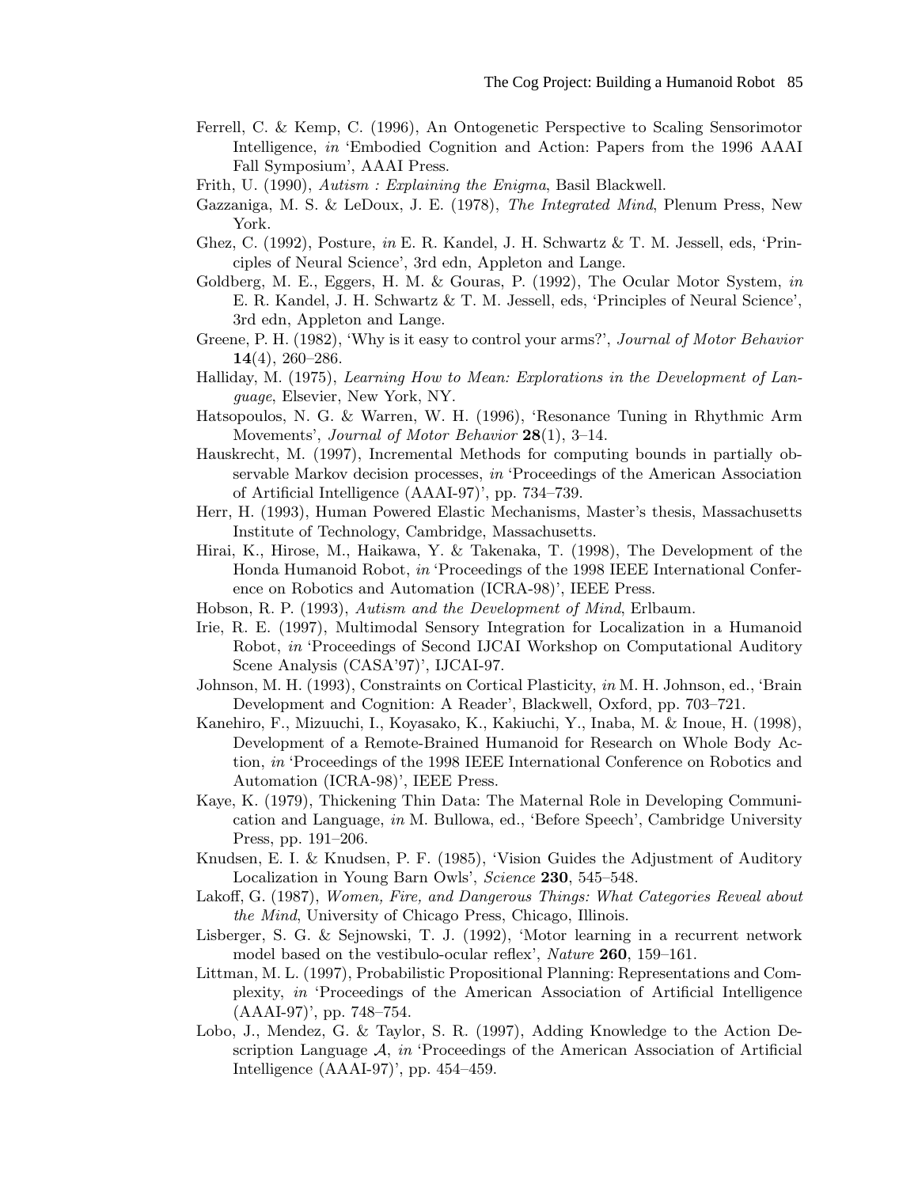Ferrell, C. & Kemp, C. (1996), An Ontogenetic Perspective to Scaling Sensorimotor Intelligence, *in* 'Embodied Cognition and Action: Papers from the 1996 AAAI Fall Symposium', AAAI Press.

Frith, U. (1990), *Autism : Explaining the Enigma*, Basil Blackwell.

Gazzaniga, M. S. & LeDoux, J. E. (1978), *The Integrated Mind*, Plenum Press, New York.

Ghez, C. (1992), Posture, *in* E. R. Kandel, J. H. Schwartz & T. M. Jessell, eds, 'Principles of Neural Science', 3rd edn, Appleton and Lange.

Goldberg, M. E., Eggers, H. M. & Gouras, P. (1992), The Ocular Motor System, *in* E. R. Kandel, J. H. Schwartz & T. M. Jessell, eds, 'Principles of Neural Science', 3rd edn, Appleton and Lange.

Greene, P. H. (1982), 'Why is it easy to control your arms?', *Journal of Motor Behavior* **14**(4), 260–286.

Halliday, M. (1975), *Learning How to Mean: Explorations in the Development of Language*, Elsevier, New York, NY.

Hatsopoulos, N. G. & Warren, W. H. (1996), 'Resonance Tuning in Rhythmic Arm Movements', *Journal of Motor Behavior* **28**(1), 3–14.

Hauskrecht, M. (1997), Incremental Methods for computing bounds in partially observable Markov decision processes, *in* 'Proceedings of the American Association of Artificial Intelligence (AAAI-97)', pp. 734–739.

Herr, H. (1993), Human Powered Elastic Mechanisms, Master's thesis, Massachusetts Institute of Technology, Cambridge, Massachusetts.

Hirai, K., Hirose, M., Haikawa, Y. & Takenaka, T. (1998), The Development of the Honda Humanoid Robot, *in* 'Proceedings of the 1998 IEEE International Conference on Robotics and Automation (ICRA-98)', IEEE Press.

Hobson, R. P. (1993), *Autism and the Development of Mind*, Erlbaum.

Irie, R. E. (1997), Multimodal Sensory Integration for Localization in a Humanoid Robot, *in* 'Proceedings of Second IJCAI Workshop on Computational Auditory Scene Analysis (CASA'97)', IJCAI-97.

Johnson, M. H. (1993), Constraints on Cortical Plasticity, *in* M. H. Johnson, ed., 'Brain Development and Cognition: A Reader', Blackwell, Oxford, pp. 703–721.

Kanehiro, F., Mizuuchi, I., Koyasako, K., Kakiuchi, Y., Inaba, M. & Inoue, H. (1998), Development of a Remote-Brained Humanoid for Research on Whole Body Action, *in* 'Proceedings of the 1998 IEEE International Conference on Robotics and Automation (ICRA-98)', IEEE Press.

Kaye, K. (1979), Thickening Thin Data: The Maternal Role in Developing Communication and Language, *in* M. Bullowa, ed., 'Before Speech', Cambridge University Press, pp. 191–206.

Knudsen, E. I. & Knudsen, P. F. (1985), 'Vision Guides the Adjustment of Auditory Localization in Young Barn Owls', *Science* **230**, 545–548.

Lakoff, G. (1987), *Women, Fire, and Dangerous Things: What Categories Reveal about the Mind*, University of Chicago Press, Chicago, Illinois.

Lisberger, S. G. & Sejnowski, T. J. (1992), 'Motor learning in a recurrent network model based on the vestibulo-ocular reflex', *Nature* **260**, 159–161.

Littman, M. L. (1997), Probabilistic Propositional Planning: Representations and Complexity, *in* 'Proceedings of the American Association of Artificial Intelligence (AAAI-97)', pp. 748–754.

Lobo, J., Mendez, G. & Taylor, S. R. (1997), Adding Knowledge to the Action Description Language $\mathcal{A}$, *in* 'Proceedings of the American Association of Artificial Intelligence (AAAI-97)', pp. 454–459.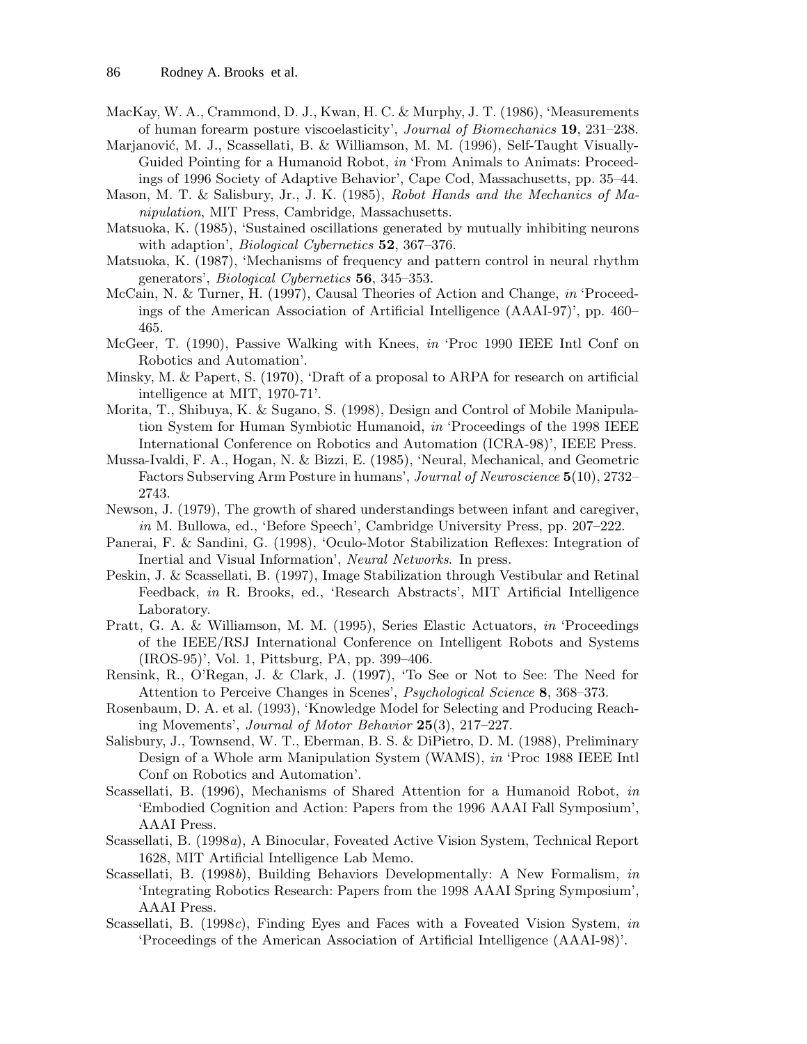MacKay, W. A., Crammond, D. J., Kwan, H. C. & Murphy, J. T. (1986), 'Measurements of human forearm posture viscoelasticity', *Journal of Biomechanics* **19**, 231–238.

Marjanović, M. J., Scassellati, B. & Williamson, M. M. (1996), Self-Taught Visually-Guided Pointing for a Humanoid Robot, *in* 'From Animals to Animats: Proceedings of 1996 Society of Adaptive Behavior', Cape Cod, Massachusetts, pp. 35–44.

Mason, M. T. & Salisbury, Jr., J. K. (1985), *Robot Hands and the Mechanics of Manipulation*, MIT Press, Cambridge, Massachusetts.

Matsuoka, K. (1985), 'Sustained oscillations generated by mutually inhibiting neurons with adaption', *Biological Cybernetics* **52**, 367–376.

Matsuoka, K. (1987), 'Mechanisms of frequency and pattern control in neural rhythm generators', *Biological Cybernetics* **56**, 345–353.

McCain, N. & Turner, H. (1997), Causal Theories of Action and Change, *in* 'Proceedings of the American Association of Artificial Intelligence (AAAI-97)', pp. 460–465.

McGeer, T. (1990), Passive Walking with Knees, *in* 'Proc 1990 IEEE Intl Conf on Robotics and Automation'.

Minsky, M. & Papert, S. (1970), 'Draft of a proposal to ARPA for research on artificial intelligence at MIT, 1970-71'.

Morita, T., Shibuya, K. & Sugano, S. (1998), Design and Control of Mobile Manipulation System for Human Symbiotic Humanoid, *in* 'Proceedings of the 1998 IEEE International Conference on Robotics and Automation (ICRA-98)', IEEE Press.

Mussa-Ivaldi, F. A., Hogan, N. & Bizzi, E. (1985), 'Neural, Mechanical, and Geometric Factors Subserving Arm Posture in humans', *Journal of Neuroscience* **5**(10), 2732–2743.

Newson, J. (1979), The growth of shared understandings between infant and caregiver, *in* M. Bullowa, ed., 'Before Speech', Cambridge University Press, pp. 207–222.

Panerai, F. & Sandini, G. (1998), 'Oculo-Motor Stabilization Reflexes: Integration of Inertial and Visual Information', *Neural Networks*. In press.

Peskin, J. & Scassellati, B. (1997), Image Stabilization through Vestibular and Retinal Feedback, *in* R. Brooks, ed., 'Research Abstracts', MIT Artificial Intelligence Laboratory.

Pratt, G. A. & Williamson, M. M. (1995), Series Elastic Actuators, *in* 'Proceedings of the IEEE/RSJ International Conference on Intelligent Robots and Systems (IROS-95)', Vol. 1, Pittsburg, PA, pp. 399–406.

Rensink, R., O'Regan, J. & Clark, J. (1997), 'To See or Not to See: The Need for Attention to Perceive Changes in Scenes', *Psychological Science* **8**, 368–373.

Rosenbaum, D. A. et al. (1993), 'Knowledge Model for Selecting and Producing Reaching Movements', *Journal of Motor Behavior* **25**(3), 217–227.

Salisbury, J., Townsend, W. T., Eberman, B. S. & DiPietro, D. M. (1988), Preliminary Design of a Whole arm Manipulation System (WAMS), *in* 'Proc 1988 IEEE Intl Conf on Robotics and Automation'.

Scassellati, B. (1996), Mechanisms of Shared Attention for a Humanoid Robot, *in* 'Embodied Cognition and Action: Papers from the 1996 AAAI Fall Symposium', AAAI Press.

Scassellati, B. (1998*a*), A Binocular, Foveated Active Vision System, Technical Report 1628, MIT Artificial Intelligence Lab Memo.

Scassellati, B. (1998*b*), Building Behaviors Developmentally: A New Formalism, *in* 'Integrating Robotics Research: Papers from the 1998 AAAI Spring Symposium', AAAI Press.

Scassellati, B. (1998*c*), Finding Eyes and Faces with a Foveated Vision System, *in* 'Proceedings of the American Association of Artificial Intelligence (AAAI-98)'.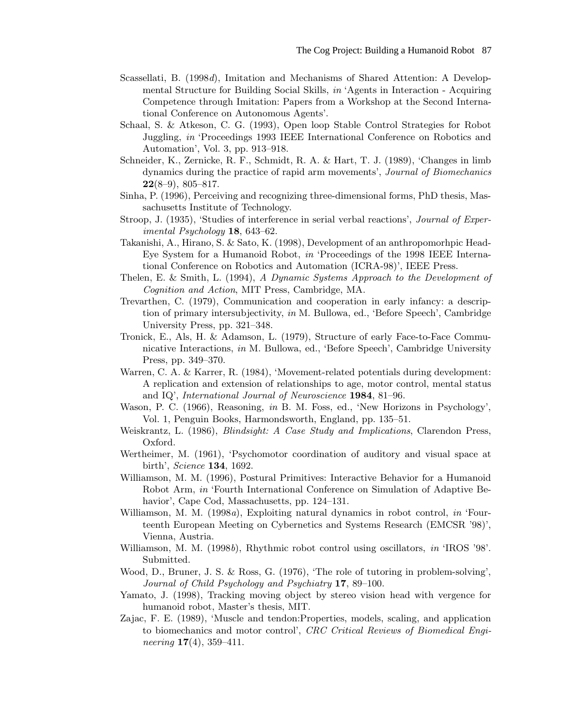Scassellati, B. (1998*d*), Imitation and Mechanisms of Shared Attention: A Developmental Structure for Building Social Skills, *in* 'Agents in Interaction - Acquiring Competence through Imitation: Papers from a Workshop at the Second International Conference on Autonomous Agents'.

Schaal, S. & Atkeson, C. G. (1993), Open loop Stable Control Strategies for Robot Juggling, *in* 'Proceedings 1993 IEEE International Conference on Robotics and Automation', Vol. 3, pp. 913–918.

Schneider, K., Zernicke, R. F., Schmidt, R. A. & Hart, T. J. (1989), 'Changes in limb dynamics during the practice of rapid arm movements', *Journal of Biomechanics* **22**(8–9), 805–817.

Sinha, P. (1996), Perceiving and recognizing three-dimensional forms, PhD thesis, Massachusetts Institute of Technology.

Stroop, J. (1935), 'Studies of interference in serial verbal reactions', *Journal of Experimental Psychology* **18**, 643–62.

Takanishi, A., Hirano, S. & Sato, K. (1998), Development of an anthropomorhpic Head-Eye System for a Humanoid Robot, *in* 'Proceedings of the 1998 IEEE International Conference on Robotics and Automation (ICRA-98)', IEEE Press.

Thelen, E. & Smith, L. (1994), *A Dynamic Systems Approach to the Development of Cognition and Action*, MIT Press, Cambridge, MA.

Trevarthen, C. (1979), Communication and cooperation in early infancy: a description of primary intersubjectivity, *in* M. Bullowa, ed., 'Before Speech', Cambridge University Press, pp. 321–348.

Tronick, E., Als, H. & Adamson, L. (1979), Structure of early Face-to-Face Communicative Interactions, *in* M. Bullowa, ed., 'Before Speech', Cambridge University Press, pp. 349–370.

Warren, C. A. & Karrer, R. (1984), 'Movement-related potentials during development: A replication and extension of relationships to age, motor control, mental status and IQ', *International Journal of Neuroscience* **1984**, 81–96.

Wason, P. C. (1966), Reasoning, *in* B. M. Foss, ed., 'New Horizons in Psychology', Vol. 1, Penguin Books, Harmondsworth, England, pp. 135–51.

Weiskrantz, L. (1986), *Blindsight: A Case Study and Implications*, Clarendon Press, Oxford.

Wertheimer, M. (1961), 'Psychomotor coordination of auditory and visual space at birth', *Science* **134**, 1692.

Williamson, M. M. (1996), Postural Primitives: Interactive Behavior for a Humanoid Robot Arm, *in* 'Fourth International Conference on Simulation of Adaptive Behavior', Cape Cod, Massachusetts, pp. 124–131.

Williamson, M. M. (1998*a*), Exploiting natural dynamics in robot control, *in* 'Fourteenth European Meeting on Cybernetics and Systems Research (EMCSR '98)', Vienna, Austria.

Williamson, M. M. (1998*b*), Rhythmic robot control using oscillators, *in* 'IROS '98'. Submitted.

Wood, D., Bruner, J. S. & Ross, G. (1976), 'The role of tutoring in problem-solving', *Journal of Child Psychology and Psychiatry* **17**, 89–100.

Yamato, J. (1998), Tracking moving object by stereo vision head with vergence for humanoid robot, Master's thesis, MIT.

Zajac, F. E. (1989), 'Muscle and tendon:Properties, models, scaling, and application to biomechanics and motor control', *CRC Critical Reviews of Biomedical Engineering* **17**(4), 359–411.